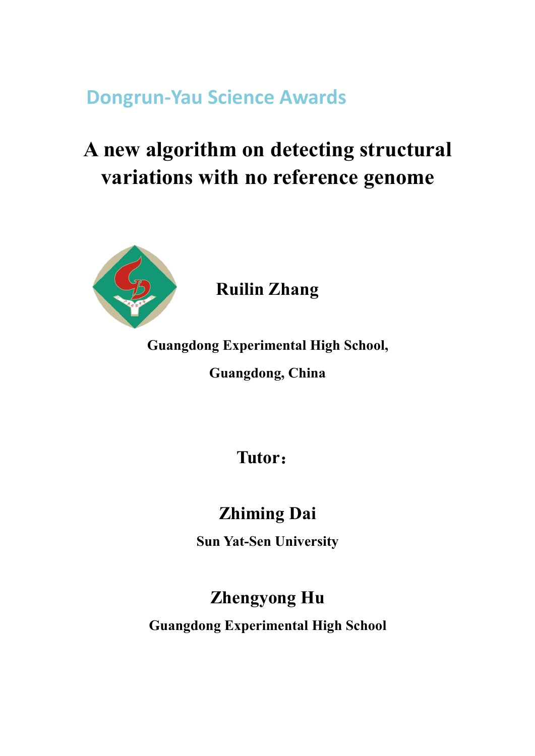Dongrun-Yau Science Awards

# A new algorithm on detecting structural variations with no reference genome

**Ruilin Zhang**

**Guangdong Experimental High School,**

**Guangdong, China**

**Tutor：**

**Zhiming Dai**

**Sun Yat-Sen University**

**Zhengyong Hu**

**Guangdong Experimental High School**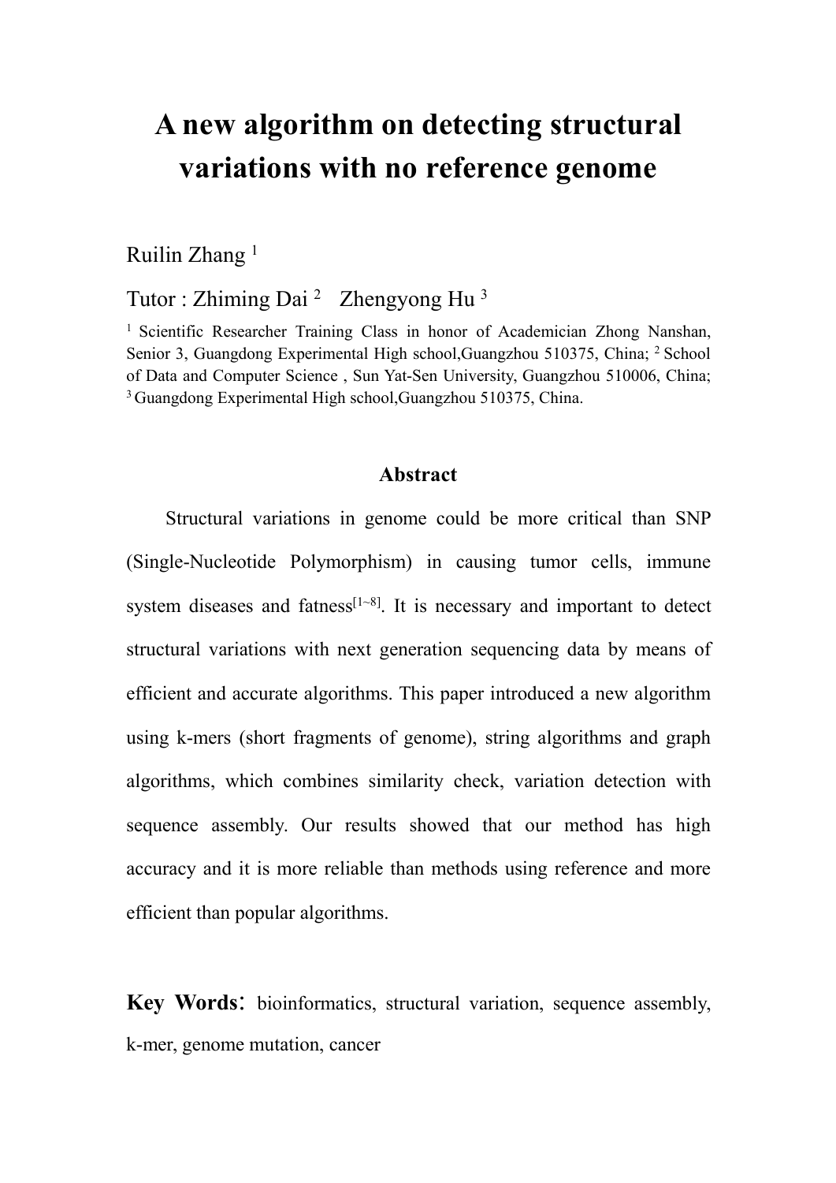# A new algorithm on detecting structural variations with no reference genome

Ruilin Zhang [1]

Tutor : Zhiming Dai [2]  Zhengyong Hu [3]

[1] Scientific Researcher Training Class in honor of Academician Zhong Nanshan, Senior 3, Guangdong Experimental High school,Guangzhou 510375, China; [2] School of Data and Computer Science , Sun Yat-Sen University, Guangzhou 510006, China; [3] Guangdong Experimental High school,Guangzhou 510375, China.

## Abstract

Structural variations in genome could be more critical than SNP (Single-Nucleotide Polymorphism) in causing tumor cells, immune system diseases and fatness[1~8]. It is necessary and important to detect structural variations with next generation sequencing data by means of efficient and accurate algorithms. This paper introduced a new algorithm using k-mers (short fragments of genome), string algorithms and graph algorithms, which combines similarity check, variation detection with sequence assembly. Our results showed that our method has high accuracy and it is more reliable than methods using reference and more efficient than popular algorithms.

**Key Words**: bioinformatics, structural variation, sequence assembly, k-mer, genome mutation, cancer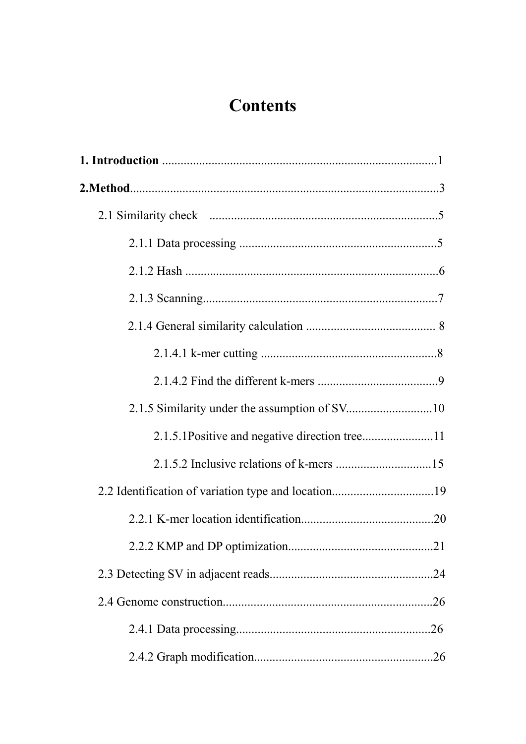# Contents

**1. Introduction** ........................................................................................1

**2.Method**...................................................................................................3

2.1 Similarity check .........................................................................5

2.1.1 Data processing ...............................................................5

2.1.2 Hash .................................................................................6

2.1.3 Scanning...........................................................................7

2.1.4 General similarity calculation .......................................... 8

2.1.4.1 k-mer cutting .........................................................8

2.1.4.2 Find the different k-mers .......................................9

2.1.5 Similarity under the assumption of SV............................10

2.1.5.1Positive and negative direction tree......................11

2.1.5.2 Inclusive relations of k-mers ...............................15

2.2 Identification of variation type and location.................................19

2.2.1 K-mer location identification..........................................20

2.2.2 KMP and DP optimization..............................................21

2.3 Detecting SV in adjacent reads....................................................24

2.4 Genome construction...................................................................26

2.4.1 Data processing..............................................................26

2.4.2 Graph modification.........................................................26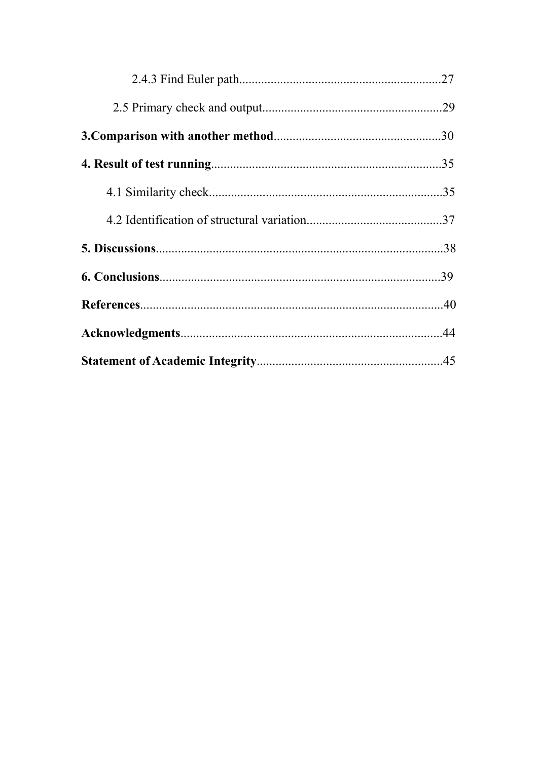2.4.3 Find Euler path................................................................27

2.5 Primary check and output.........................................................29

**3.Comparison with another method**.....................................................30

**4. Result of test running**.........................................................................35

4.1 Similarity check..........................................................................35

4.2 Identification of structural variation...........................................37

**5. Discussions**..........................................................................................38

**6. Conclusions**........................................................................................39

**References**..............................................................................................40

**Acknowledgments**..................................................................................44

**Statement of Academic Integrity**...........................................................45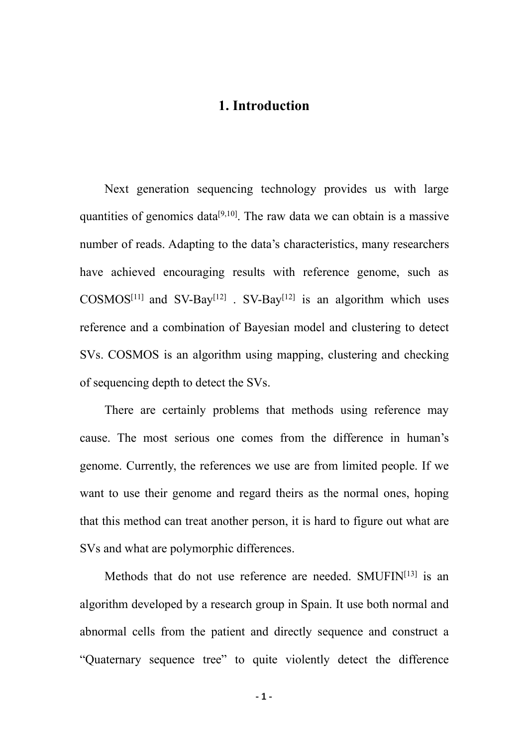# 1. Introduction

Next generation sequencing technology provides us with large quantities of genomics data[9,10]. The raw data we can obtain is a massive number of reads. Adapting to the data's characteristics, many researchers have achieved encouraging results with reference genome, such as COSMOS[11] and SV-Bay[12] . SV-Bay[12] is an algorithm which uses reference and a combination of Bayesian model and clustering to detect SVs. COSMOS is an algorithm using mapping, clustering and checking of sequencing depth to detect the SVs.

There are certainly problems that methods using reference may cause. The most serious one comes from the difference in human's genome. Currently, the references we use are from limited people. If we want to use their genome and regard theirs as the normal ones, hoping that this method can treat another person, it is hard to figure out what are SVs and what are polymorphic differences.

Methods that do not use reference are needed. SMUFIN[13] is an algorithm developed by a research group in Spain. It use both normal and abnormal cells from the patient and directly sequence and construct a "Quaternary sequence tree" to quite violently detect the difference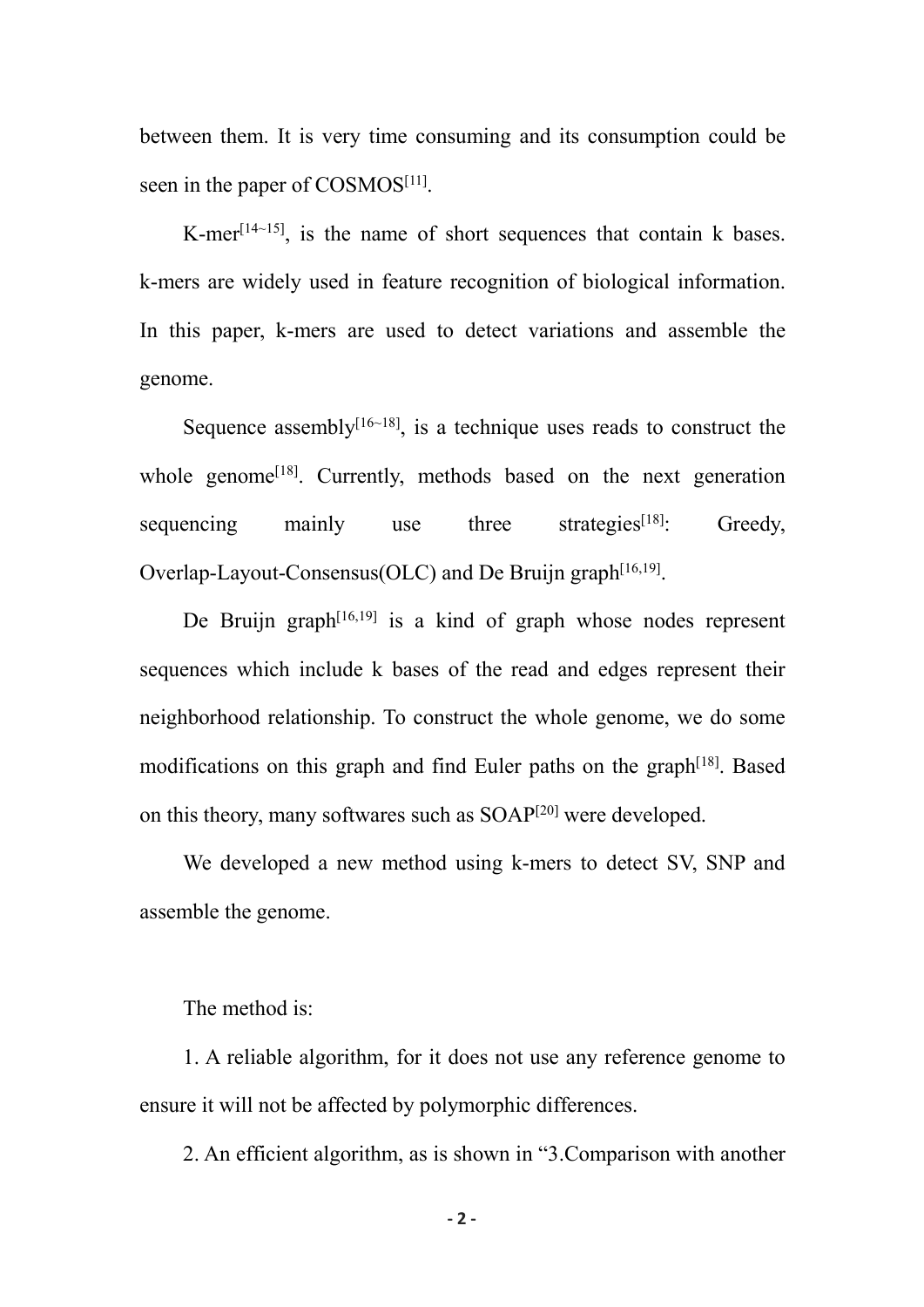between them. It is very time consuming and its consumption could be seen in the paper of COSMOS[11].

K-mer[14~15], is the name of short sequences that contain k bases. k-mers are widely used in feature recognition of biological information. In this paper, k-mers are used to detect variations and assemble the genome.

Sequence assembly[16~18], is a technique uses reads to construct the whole genome[18]. Currently, methods based on the next generation sequencing mainly use three strategies[18]: Greedy, Overlap-Layout-Consensus(OLC) and De Bruijn graph[16,19].

De Bruijn graph[16,19] is a kind of graph whose nodes represent sequences which include k bases of the read and edges represent their neighborhood relationship. To construct the whole genome, we do some modifications on this graph and find Euler paths on the graph[18]. Based on this theory, many softwares such as SOAP[20] were developed.

We developed a new method using k-mers to detect SV, SNP and assemble the genome.

The method is:

1. A reliable algorithm, for it does not use any reference genome to ensure it will not be affected by polymorphic differences.

2. An efficient algorithm, as is shown in "3.Comparison with another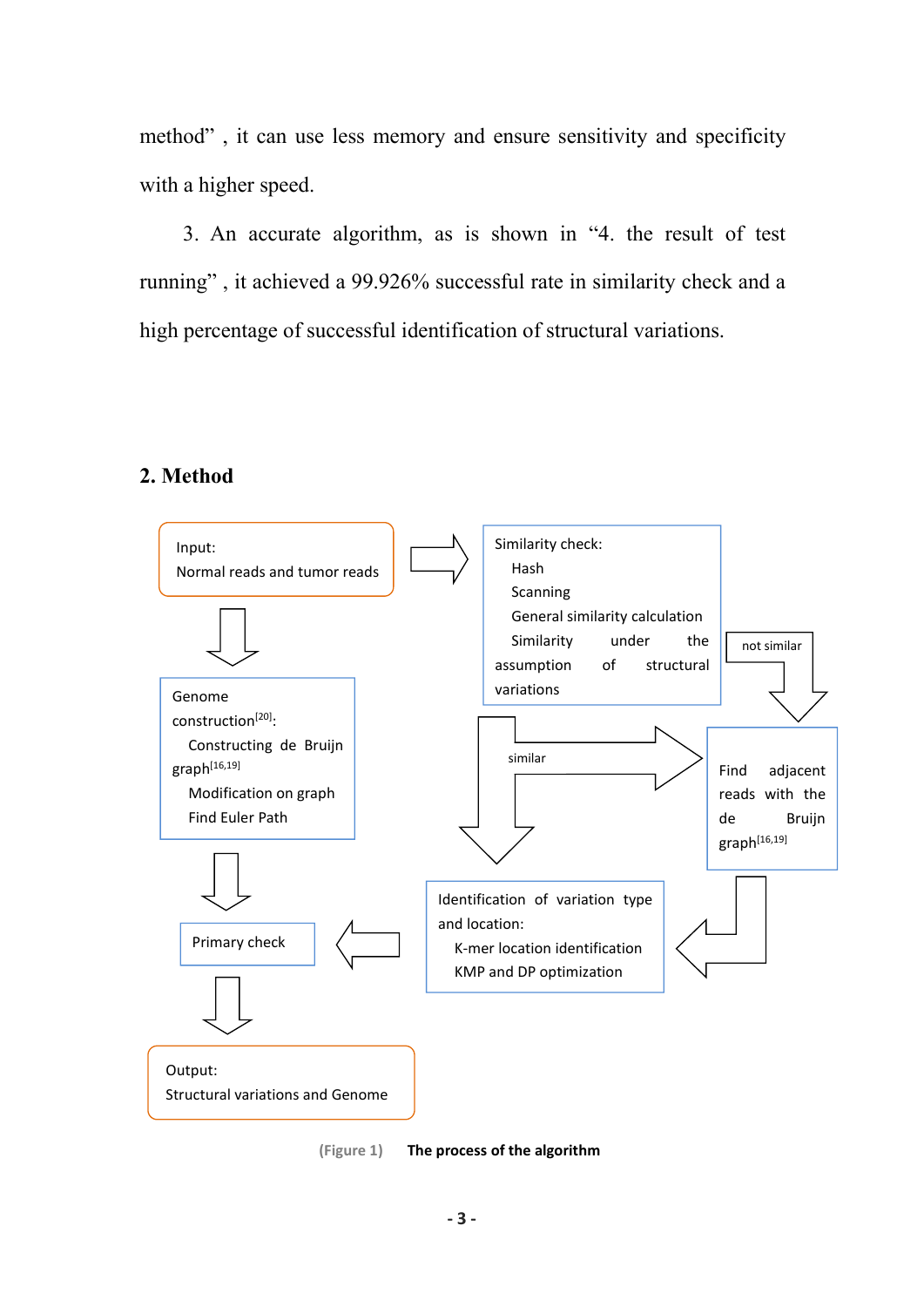method" , it can use less memory and ensure sensitivity and specificity with a higher speed.

3. An accurate algorithm, as is shown in "4. the result of test running" , it achieved a 99.926% successful rate in similarity check and a high percentage of successful identification of structural variations.

## 2. Method

Input:
Normal reads and tumor reads

Similarity check:
Hash
Scanning
General similarity calculation
Similarity under the assumption of structural variations

not similar

Genome construction[20]:
Constructing de Bruijn graph[16,19]
Modification on graph
Find Euler Path

similar

Find adjacent reads with the de Bruijn graph[16,19]

Identification of variation type and location:
K-mer location identification
KMP and DP optimization

Primary check

Output:
Structural variations and Genome

(Figure 1) **The process of the algorithm**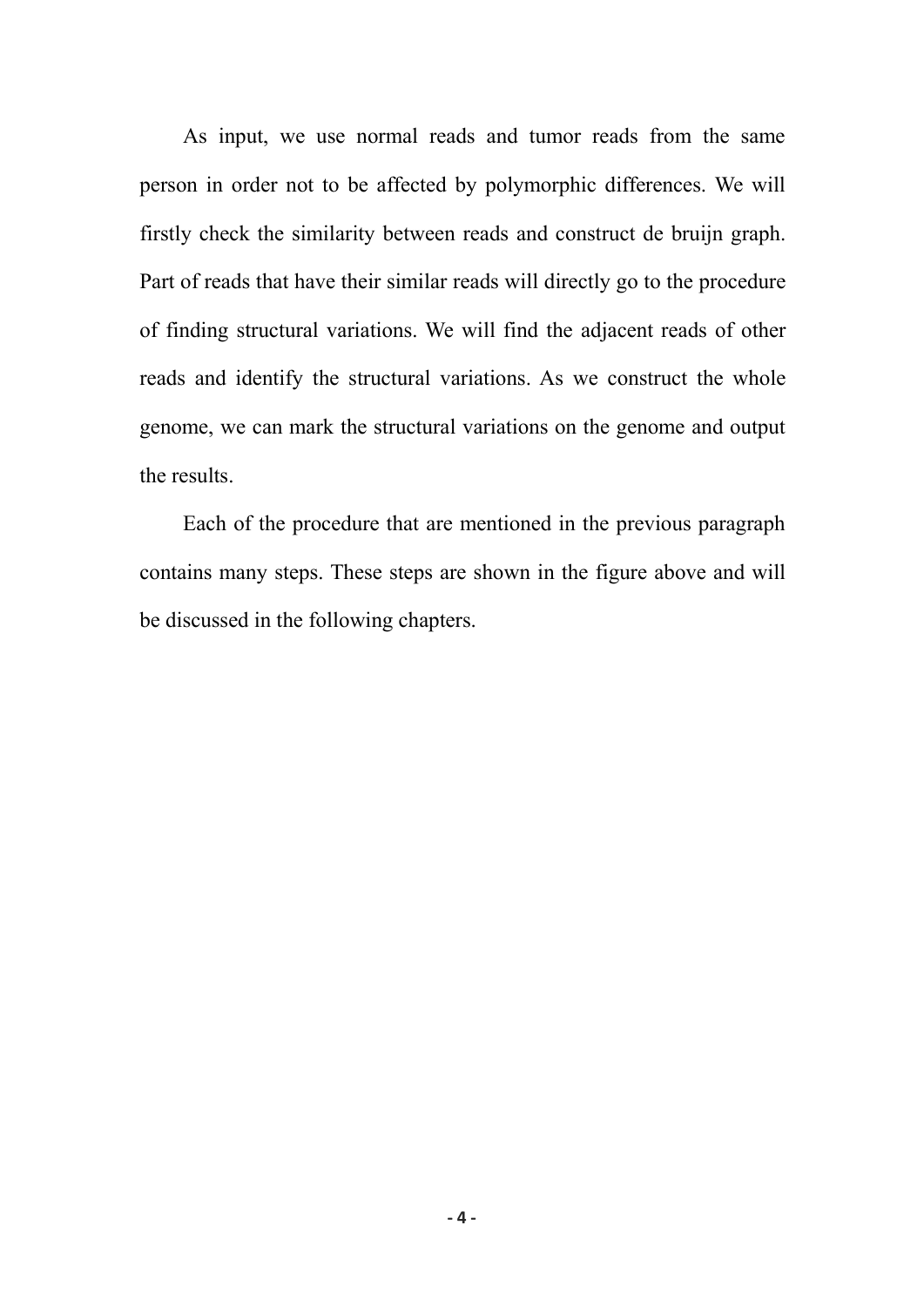As input, we use normal reads and tumor reads from the same person in order not to be affected by polymorphic differences. We will firstly check the similarity between reads and construct de bruijn graph. Part of reads that have their similar reads will directly go to the procedure of finding structural variations. We will find the adjacent reads of other reads and identify the structural variations. As we construct the whole genome, we can mark the structural variations on the genome and output the results.

Each of the procedure that are mentioned in the previous paragraph contains many steps. These steps are shown in the figure above and will be discussed in the following chapters.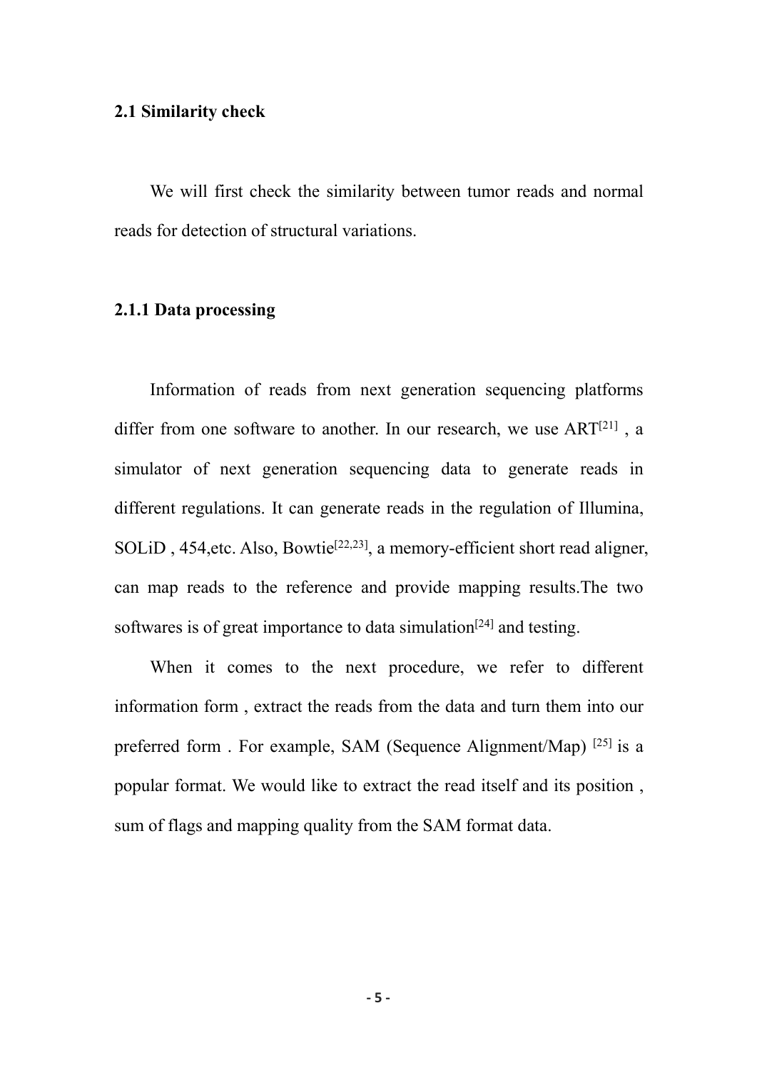### 2.1 Similarity check

We will first check the similarity between tumor reads and normal reads for detection of structural variations.

#### 2.1.1 Data processing

Information of reads from next generation sequencing platforms differ from one software to another. In our research, we use ART[21] , a simulator of next generation sequencing data to generate reads in different regulations. It can generate reads in the regulation of Illumina, SOLiD , 454,etc. Also, Bowtie[22,23], a memory-efficient short read aligner, can map reads to the reference and provide mapping results.The two softwares is of great importance to data simulation[24] and testing.

When it comes to the next procedure, we refer to different information form , extract the reads from the data and turn them into our preferred form . For example, SAM (Sequence Alignment/Map) [25] is a popular format. We would like to extract the read itself and its position , sum of flags and mapping quality from the SAM format data.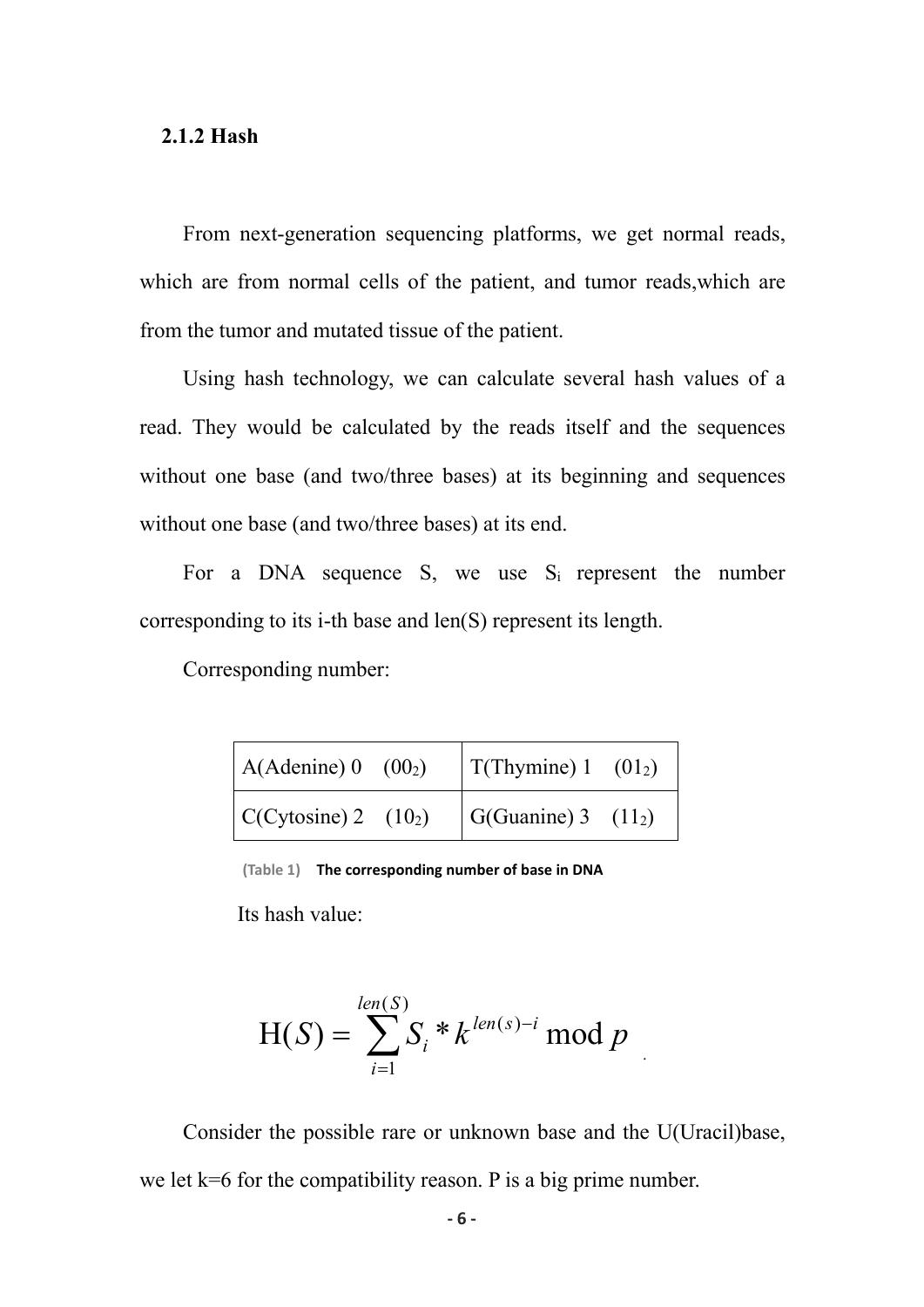### 2.1.2 Hash

From next-generation sequencing platforms, we get normal reads, which are from normal cells of the patient, and tumor reads,which are from the tumor and mutated tissue of the patient.

Using hash technology, we can calculate several hash values of a read. They would be calculated by the reads itself and the sequences without one base (and two/three bases) at its beginning and sequences without one base (and two/three bases) at its end.

For a DNA sequence S, we use $S_i$ represent the number corresponding to its i-th base and len(S) represent its length.

Corresponding number:

| | |
|---|---|
| A(Adenine) 0 $(00_2)$ | T(Thymine) 1 $(01_2)$ |
| C(Cytosine) 2 $(10_2)$ | G(Guanine) 3 $(11_2)$ |

**(Table 1) The corresponding number of base in DNA**

Its hash value:

$$\mathrm{H}(S) = \sum_{i=1}^{len(S)} S_i * k^{len(s)-i} \bmod p$$

Consider the possible rare or unknown base and the U(Uracil)base, we let k=6 for the compatibility reason. P is a big prime number.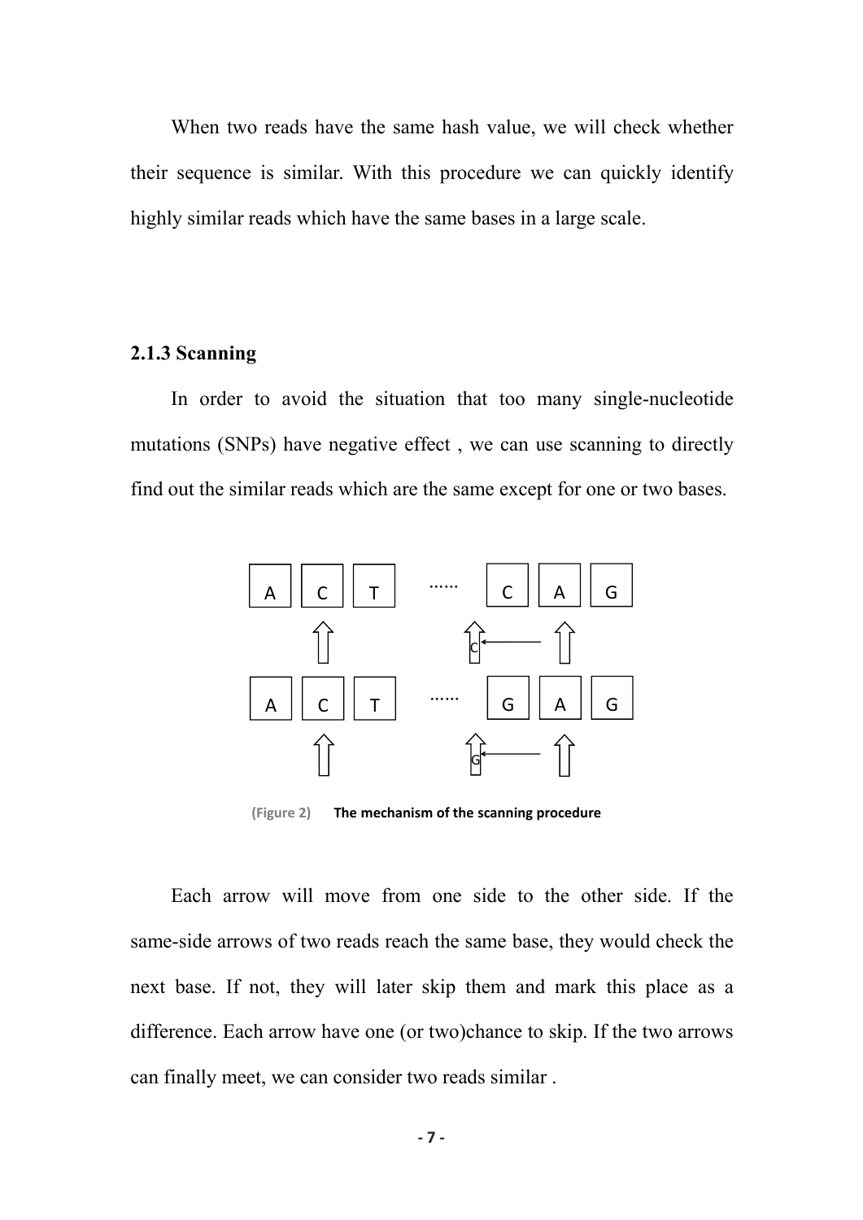When two reads have the same hash value, we will check whether their sequence is similar. With this procedure we can quickly identify highly similar reads which have the same bases in a large scale.

### 2.1.3 Scanning

In order to avoid the situation that too many single-nucleotide mutations (SNPs) have negative effect , we can use scanning to directly find out the similar reads which are the same except for one or two bases.

(Figure 2) **The mechanism of the scanning procedure**

Each arrow will move from one side to the other side. If the same-side arrows of two reads reach the same base, they would check the next base. If not, they will later skip them and mark this place as a difference. Each arrow have one (or two)chance to skip. If the two arrows can finally meet, we can consider two reads similar .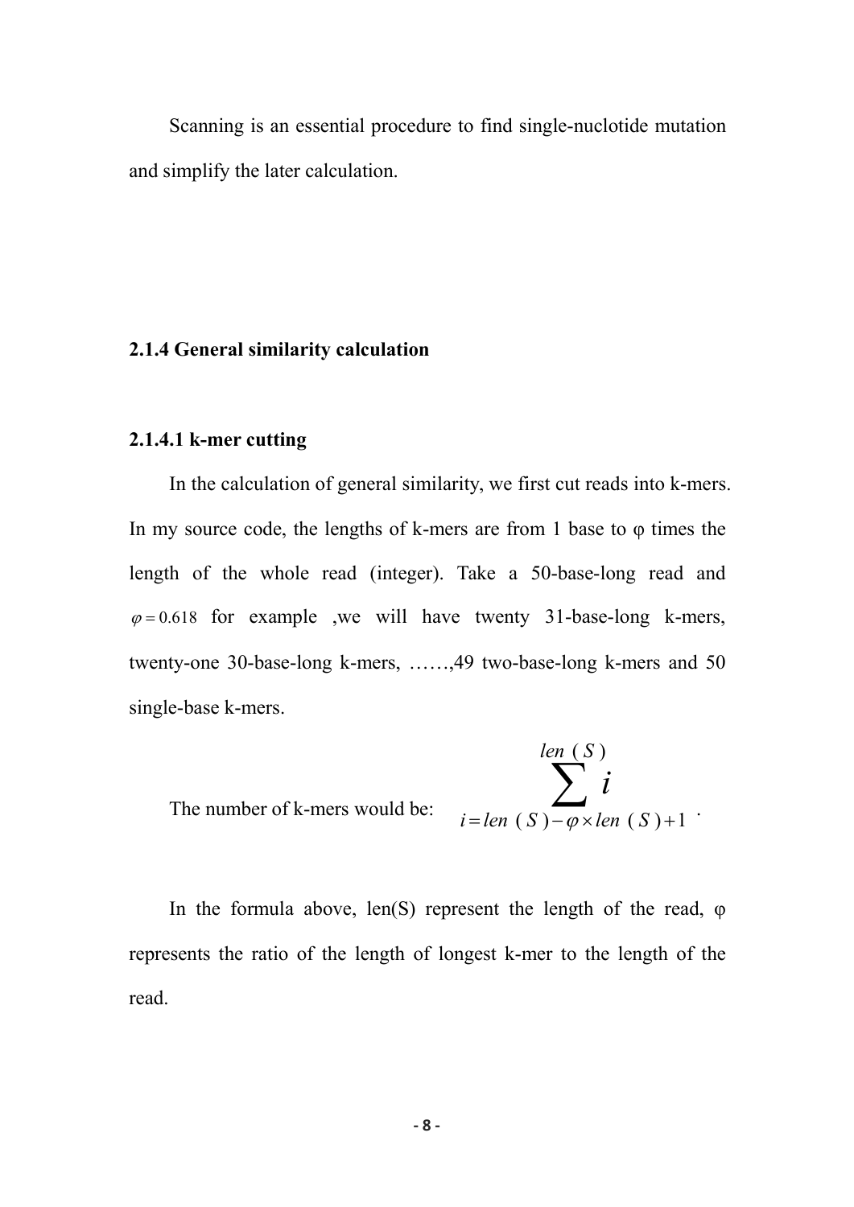Scanning is an essential procedure to find single-nucleotide mutation and simplify the later calculation.

### 2.1.4 General similarity calculation

#### 2.1.4.1 k-mer cutting

In the calculation of general similarity, we first cut reads into k-mers. In my source code, the lengths of k-mers are from 1 base to $\varphi$ times the length of the whole read (integer). Take a 50-base-long read and $\varphi = 0.618$ for example ,we will have twenty 31-base-long k-mers, twenty-one 30-base-long k-mers, ……,49 two-base-long k-mers and 50 single-base k-mers.

The number of k-mers would be: $\sum_{i=len(S)-\varphi \times len(S)+1}^{len(S)} i$ .

In the formula above, len(S) represent the length of the read, $\varphi$ represents the ratio of the length of longest k-mer to the length of the read.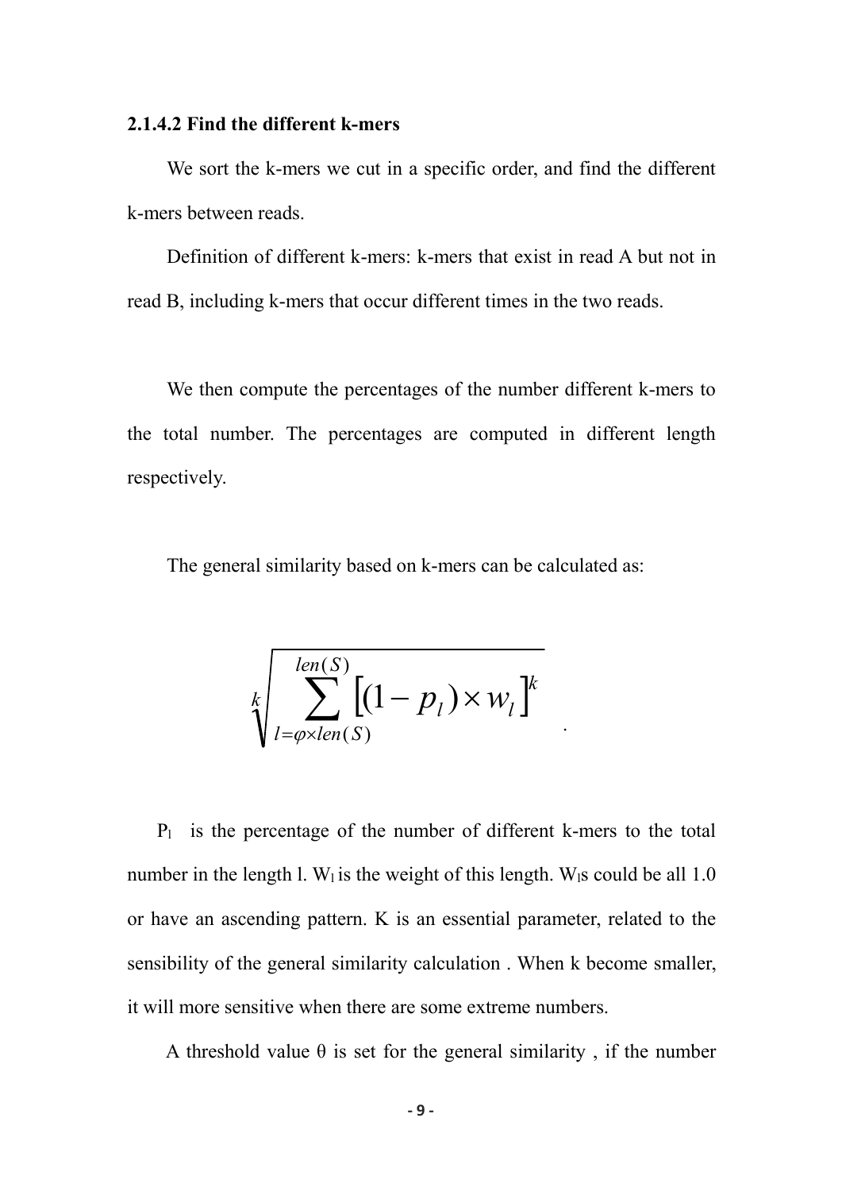### 2.1.4.2 Find the different k-mers

We sort the k-mers we cut in a specific order, and find the different k-mers between reads.

Definition of different k-mers: k-mers that exist in read A but not in read B, including k-mers that occur different times in the two reads.

We then compute the percentages of the number different k-mers to the total number. The percentages are computed in different length respectively.

The general similarity based on k-mers can be calculated as:

$$\sqrt[k]{\sum_{l=\varphi \times len(S)}^{len(S)} \left[(1-p_l)\times w_l\right]^k} .$$

$P_l$ is the percentage of the number of different k-mers to the total number in the length l. $W_l$ is the weight of this length. $W_l$s could be all 1.0 or have an ascending pattern. K is an essential parameter, related to the sensibility of the general similarity calculation . When k become smaller, it will more sensitive when there are some extreme numbers.

A threshold value θ is set for the general similarity , if the number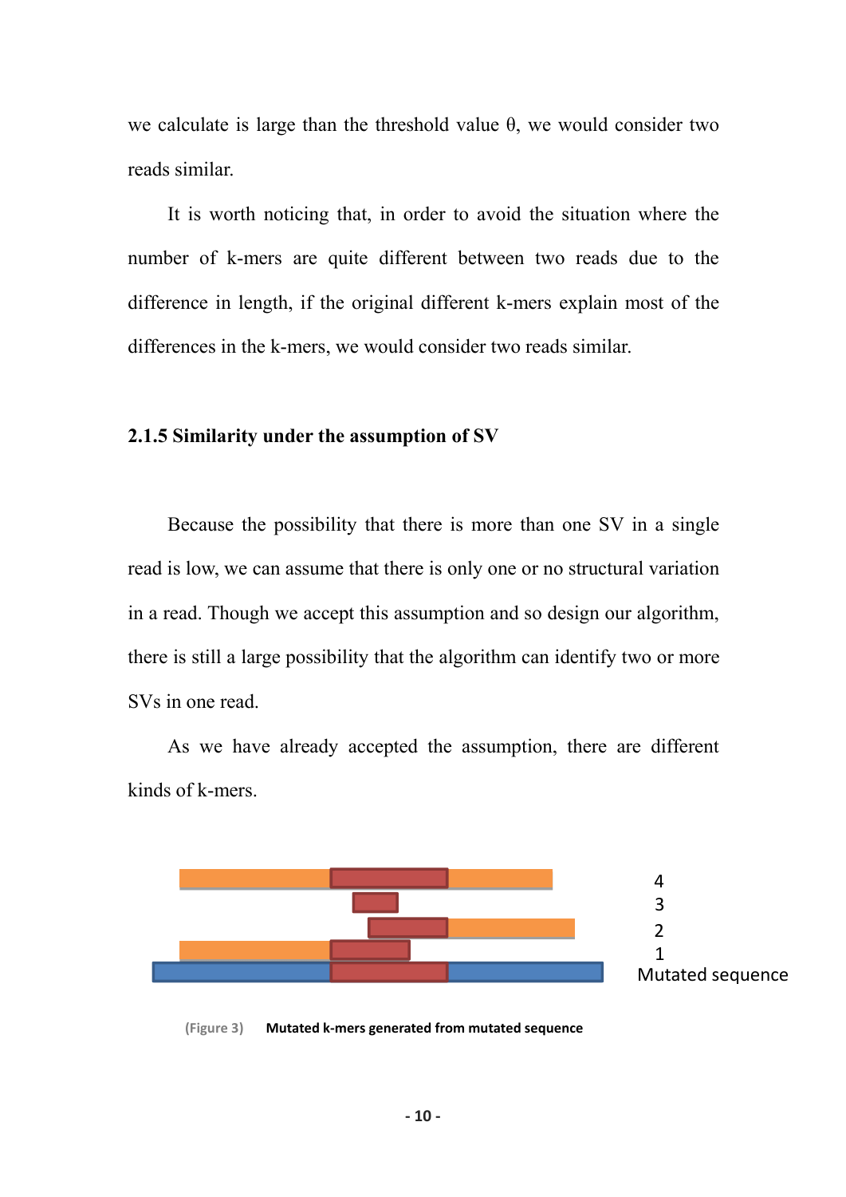we calculate is large than the threshold value θ, we would consider two reads similar.

It is worth noticing that, in order to avoid the situation where the number of k-mers are quite different between two reads due to the difference in length, if the original different k-mers explain most of the differences in the k-mers, we would consider two reads similar.

### 2.1.5 Similarity under the assumption of SV

Because the possibility that there is more than one SV in a single read is low, we can assume that there is only one or no structural variation in a read. Though we accept this assumption and so design our algorithm, there is still a large possibility that the algorithm can identify two or more SVs in one read.

As we have already accepted the assumption, there are different kinds of k-mers.

4
3
2
1
Mutated sequence

(Figure 3) **Mutated k-mers generated from mutated sequence**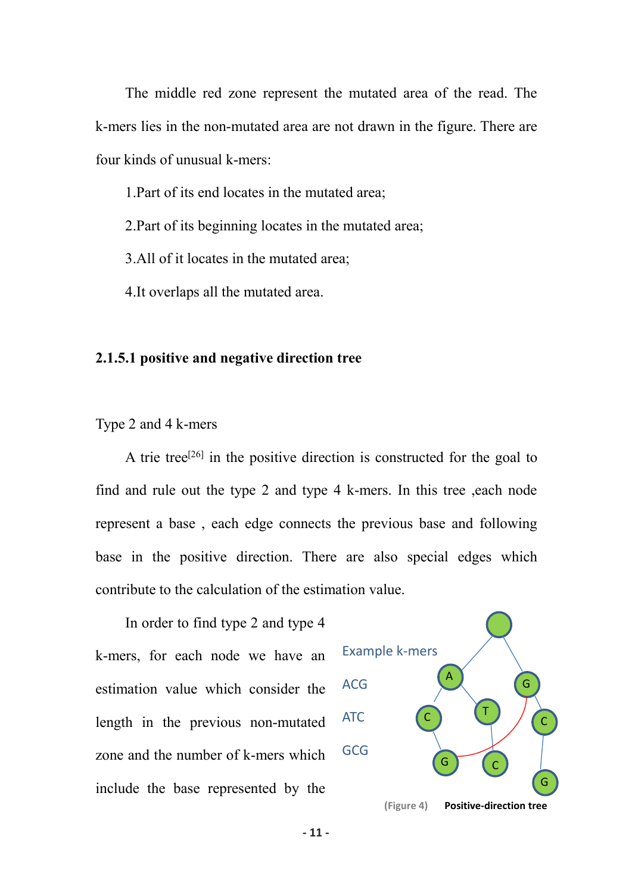The middle red zone represent the mutated area of the read. The k-mers lies in the non-mutated area are not drawn in the figure. There are four kinds of unusual k-mers:

1.Part of its end locates in the mutated area;

2.Part of its beginning locates in the mutated area;

3.All of it locates in the mutated area;

4.It overlaps all the mutated area.

### 2.1.5.1 positive and negative direction tree

Type 2 and 4 k-mers

A trie tree[26] in the positive direction is constructed for the goal to find and rule out the type 2 and type 4 k-mers. In this tree ,each node represent a base , each edge connects the previous base and following base in the positive direction. There are also special edges which contribute to the calculation of the estimation value.

In order to find type 2 and type 4 k-mers, for each node we have an estimation value which consider the length in the previous non-mutated zone and the number of k-mers which include the base represented by the

Example k-mers

ACG

ATC

GCG

(Figure 4) **Positive-direction tree**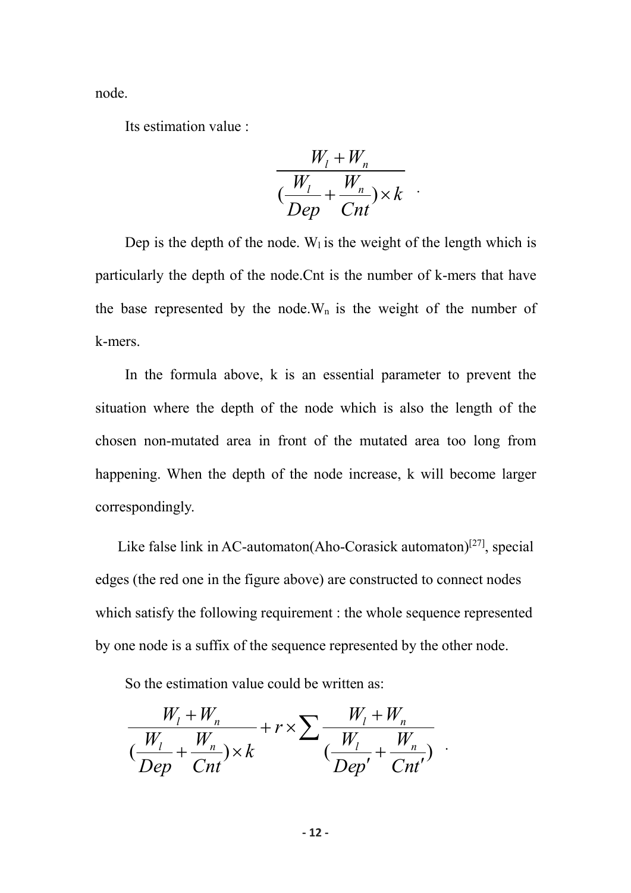node.

Its estimation value :

$$\frac{W_l + W_n}{(\frac{W_l}{Dep} + \frac{W_n}{Cnt}) \times k}.$$

Dep is the depth of the node. $W_l$ is the weight of the length which is particularly the depth of the node.Cnt is the number of k-mers that have the base represented by the node.$W_n$ is the weight of the number of k-mers.

In the formula above, k is an essential parameter to prevent the situation where the depth of the node which is also the length of the chosen non-mutated area in front of the mutated area too long from happening. When the depth of the node increase, k will become larger correspondingly.

Like false link in AC-automaton(Aho-Corasick automaton)[27], special edges (the red one in the figure above) are constructed to connect nodes which satisfy the following requirement : the whole sequence represented by one node is a suffix of the sequence represented by the other node.

So the estimation value could be written as:

$$\frac{W_l + W_n}{(\frac{W_l}{Dep} + \frac{W_n}{Cnt}) \times k} + r \times \sum \frac{W_l + W_n}{(\frac{W_l}{Dep'} + \frac{W_n}{Cnt'})}.$$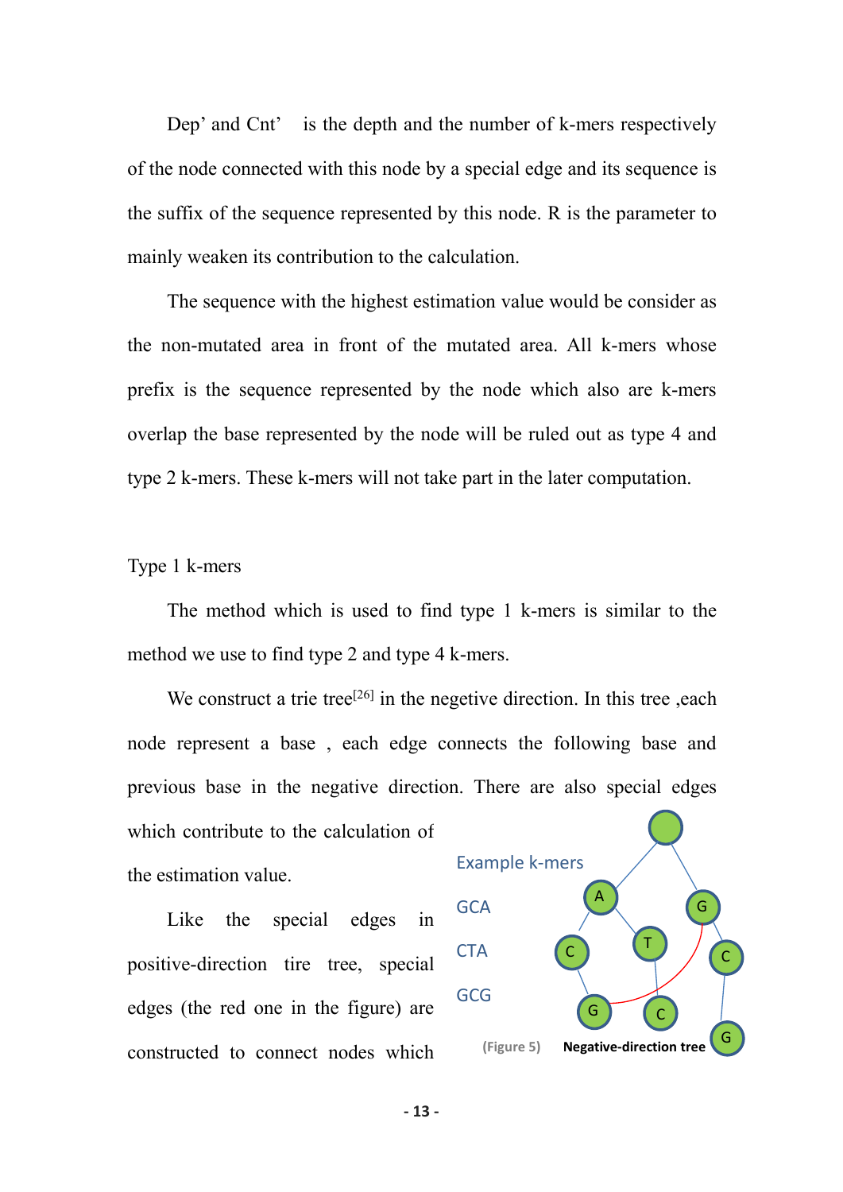Dep' and Cnt' is the depth and the number of k-mers respectively of the node connected with this node by a special edge and its sequence is the suffix of the sequence represented by this node. R is the parameter to mainly weaken its contribution to the calculation.

The sequence with the highest estimation value would be consider as the non-mutated area in front of the mutated area. All k-mers whose prefix is the sequence represented by the node which also are k-mers overlap the base represented by the node will be ruled out as type 4 and type 2 k-mers. These k-mers will not take part in the later computation.

Type 1 k-mers

The method which is used to find type 1 k-mers is similar to the method we use to find type 2 and type 4 k-mers.

We construct a trie tree[26] in the negetive direction. In this tree ,each node represent a base , each edge connects the following base and previous base in the negative direction. There are also special edges which contribute to the calculation of the estimation value.

Like the special edges in positive-direction tire tree, special edges (the red one in the figure) are constructed to connect nodes which

Example k-mers

GCA

CTA

GCG

(Figure 5) Negative-direction tree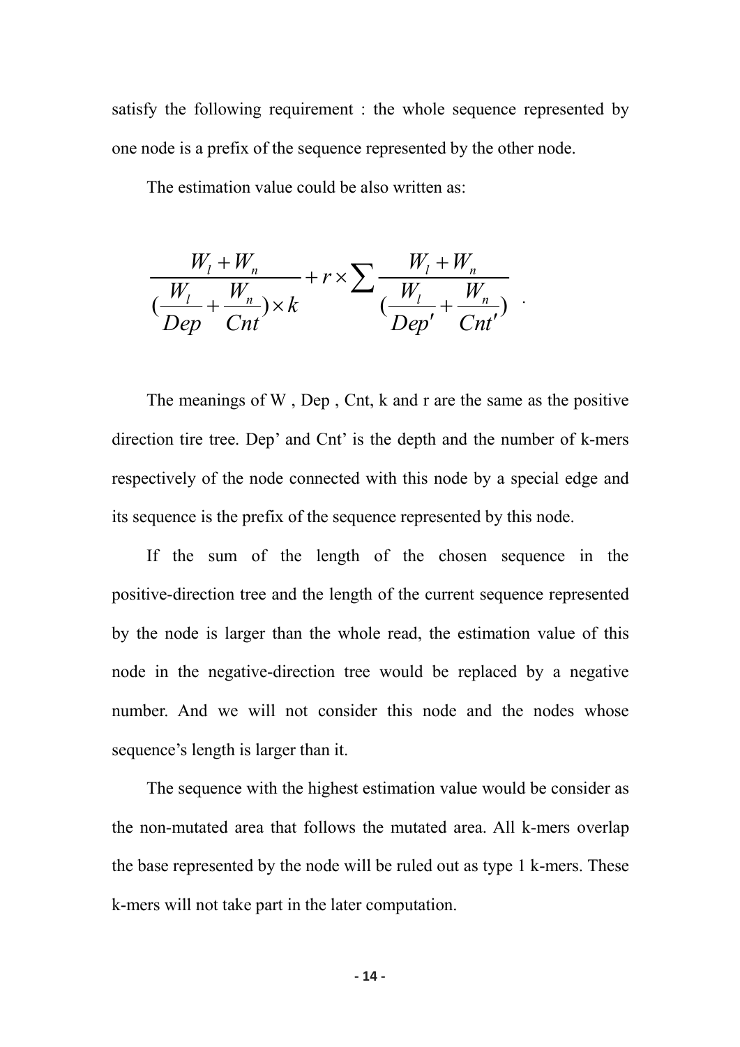satisfy the following requirement : the whole sequence represented by one node is a prefix of the sequence represented by the other node.

The estimation value could be also written as:

$$\frac{W_l + W_n}{(\frac{W_l}{Dep} + \frac{W_n}{Cnt}) \times k} + r \times \sum \frac{W_l + W_n}{(\frac{W_l}{Dep'} + \frac{W_n}{Cnt'})} .$$

The meanings of W , Dep , Cnt, k and r are the same as the positive direction tire tree. Dep' and Cnt' is the depth and the number of k-mers respectively of the node connected with this node by a special edge and its sequence is the prefix of the sequence represented by this node.

If the sum of the length of the chosen sequence in the positive-direction tree and the length of the current sequence represented by the node is larger than the whole read, the estimation value of this node in the negative-direction tree would be replaced by a negative number. And we will not consider this node and the nodes whose sequence's length is larger than it.

The sequence with the highest estimation value would be consider as the non-mutated area that follows the mutated area. All k-mers overlap the base represented by the node will be ruled out as type 1 k-mers. These k-mers will not take part in the later computation.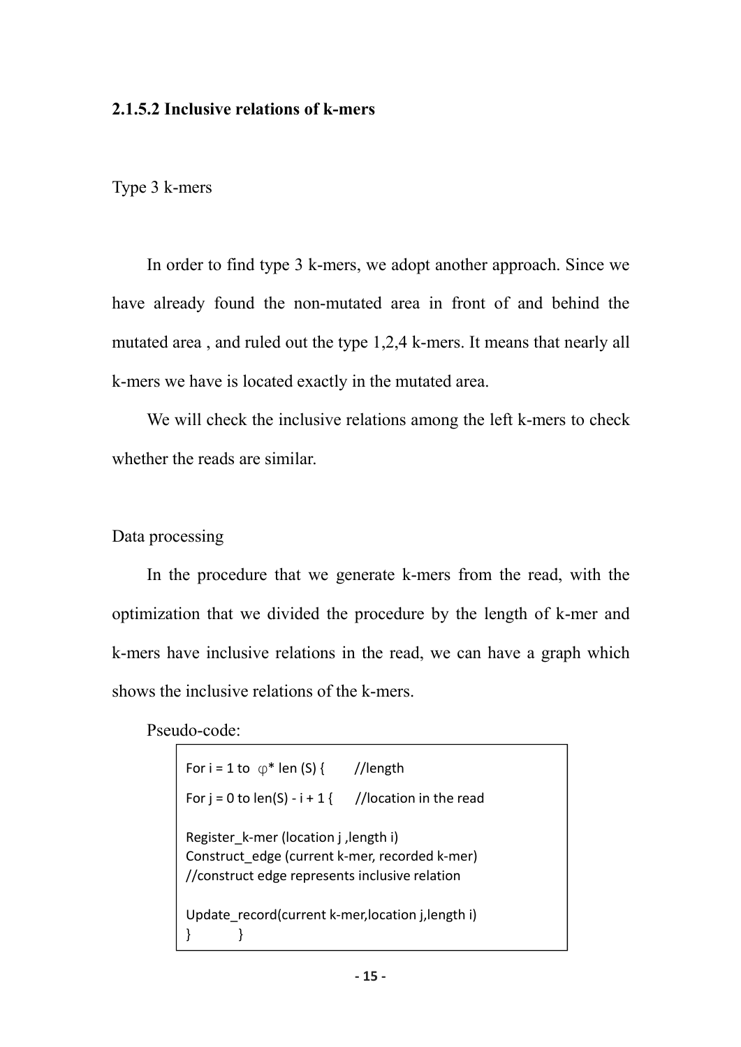### 2.1.5.2 Inclusive relations of k-mers

Type 3 k-mers

In order to find type 3 k-mers, we adopt another approach. Since we have already found the non-mutated area in front of and behind the mutated area , and ruled out the type 1,2,4 k-mers. It means that nearly all k-mers we have is located exactly in the mutated area.

We will check the inclusive relations among the left k-mers to check whether the reads are similar.

Data processing

In the procedure that we generate k-mers from the read, with the optimization that we divided the procedure by the length of k-mer and k-mers have inclusive relations in the read, we can have a graph which shows the inclusive relations of the k-mers.

Pseudo-code:

```
For i = 1 to  φ* len (S) {       //length
For j = 0 to len(S) - i + 1 {     //location in the read

Register_k-mer (location j ,length i)
Construct_edge (current k-mer, recorded k-mer)
//construct edge represents inclusive relation

Update_record(current k-mer,location j,length i)
}          }
```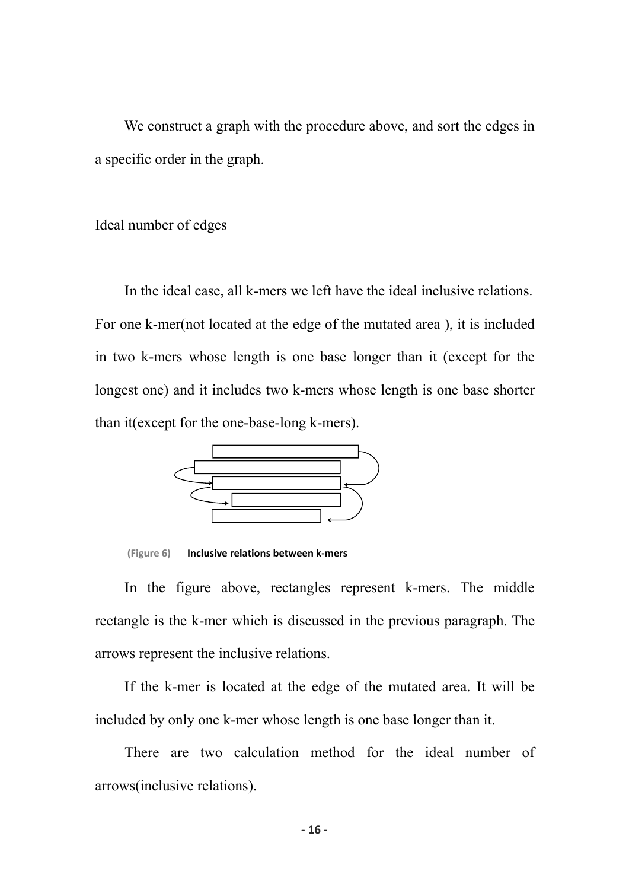We construct a graph with the procedure above, and sort the edges in a specific order in the graph.

Ideal number of edges

In the ideal case, all k-mers we left have the ideal inclusive relations. For one k-mer(not located at the edge of the mutated area ), it is included in two k-mers whose length is one base longer than it (except for the longest one) and it includes two k-mers whose length is one base shorter than it(except for the one-base-long k-mers).

(Figure 6) **Inclusive relations between k-mers**

In the figure above, rectangles represent k-mers. The middle rectangle is the k-mer which is discussed in the previous paragraph. The arrows represent the inclusive relations.

If the k-mer is located at the edge of the mutated area. It will be included by only one k-mer whose length is one base longer than it.

There are two calculation method for the ideal number of arrows(inclusive relations).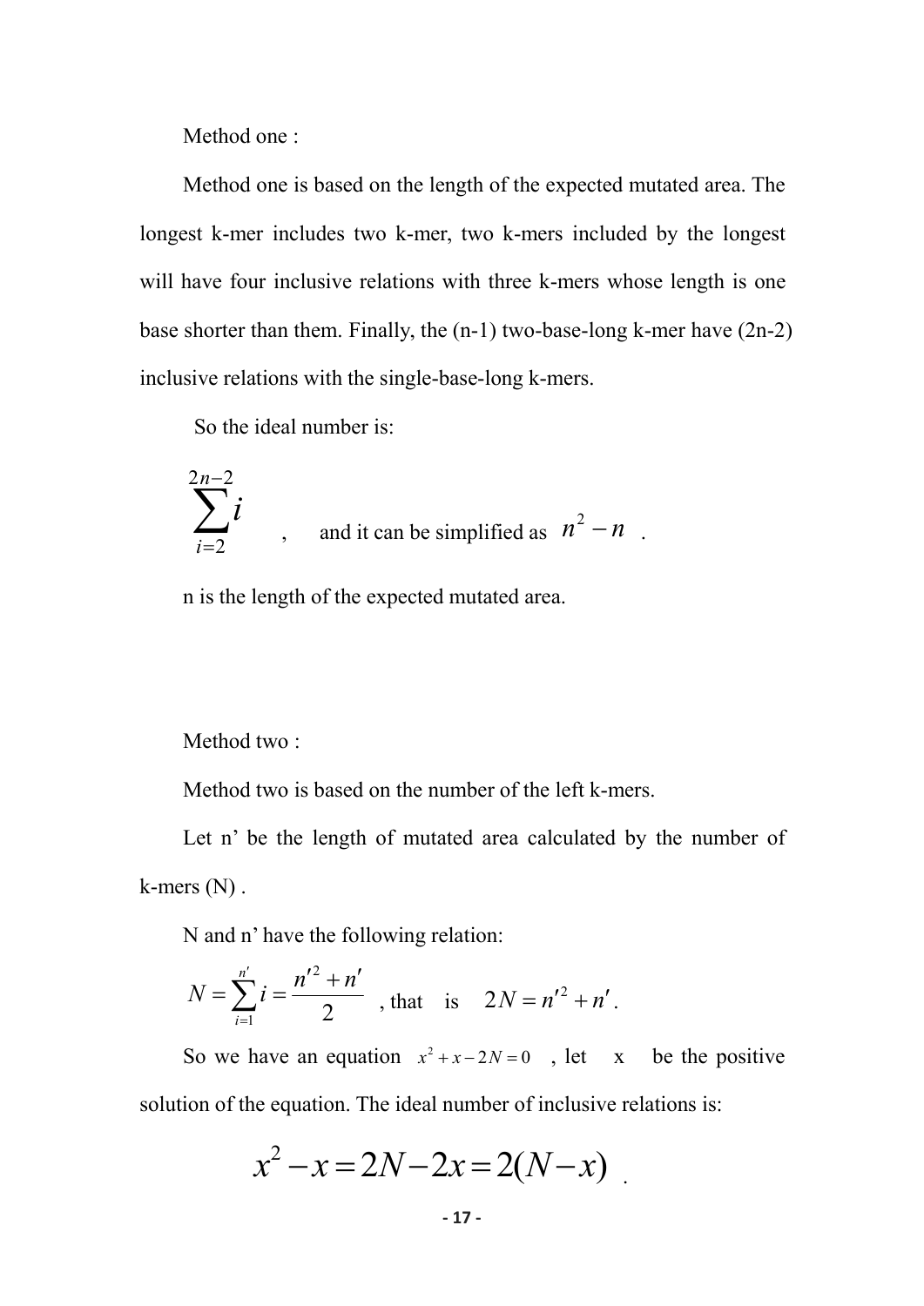Method one :

Method one is based on the length of the expected mutated area. The longest k-mer includes two k-mer, two k-mers included by the longest will have four inclusive relations with three k-mers whose length is one base shorter than them. Finally, the (n-1) two-base-long k-mer have (2n-2) inclusive relations with the single-base-long k-mers.

So the ideal number is:

$$\sum_{i=2}^{2n-2} i \quad , \quad \text{and it can be simplified as } n^2 - n \ .$$

n is the length of the expected mutated area.

Method two :

Method two is based on the number of the left k-mers.

Let n' be the length of mutated area calculated by the number of k-mers (N) .

N and n' have the following relation:

$$N = \sum_{i=1}^{n'} i = \frac{n'^2 + n'}{2} \text{ , that is } 2N = n'^2 + n' .$$

So we have an equation $x^2 + x - 2N = 0$ , let x be the positive solution of the equation. The ideal number of inclusive relations is:

$$x^2 - x = 2N - 2x = 2(N - x) \ .$$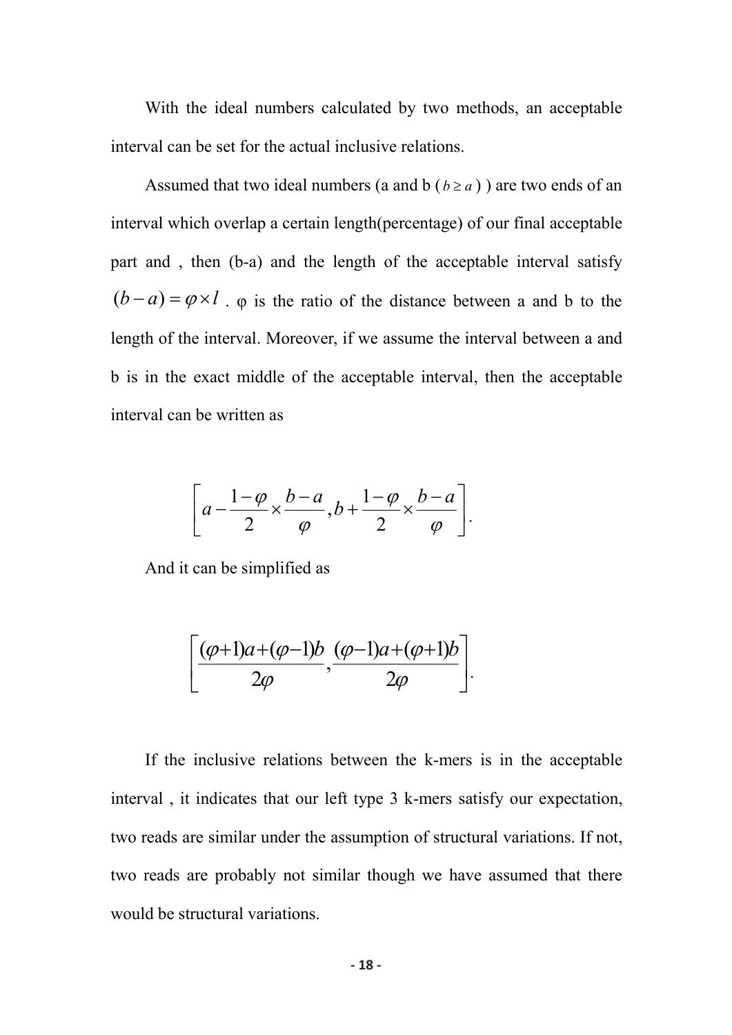With the ideal numbers calculated by two methods, an acceptable interval can be set for the actual inclusive relations.

Assumed that two ideal numbers (a and b ( $b \geq a$ ) ) are two ends of an interval which overlap a certain length(percentage) of our final acceptable part and , then (b-a) and the length of the acceptable interval satisfy $(b-a) = \varphi \times l$ . φ is the ratio of the distance between a and b to the length of the interval. Moreover, if we assume the interval between a and b is in the exact middle of the acceptable interval, then the acceptable interval can be written as

$$\left[ a - \frac{1-\varphi}{2} \times \frac{b-a}{\varphi}, b + \frac{1-\varphi}{2} \times \frac{b-a}{\varphi} \right].$$

And it can be simplified as

$$\left[ \frac{(\varphi+1)a+(\varphi-1)b}{2\varphi}, \frac{(\varphi-1)a+(\varphi+1)b}{2\varphi} \right].$$

If the inclusive relations between the k-mers is in the acceptable interval , it indicates that our left type 3 k-mers satisfy our expectation, two reads are similar under the assumption of structural variations. If not, two reads are probably not similar though we have assumed that there would be structural variations.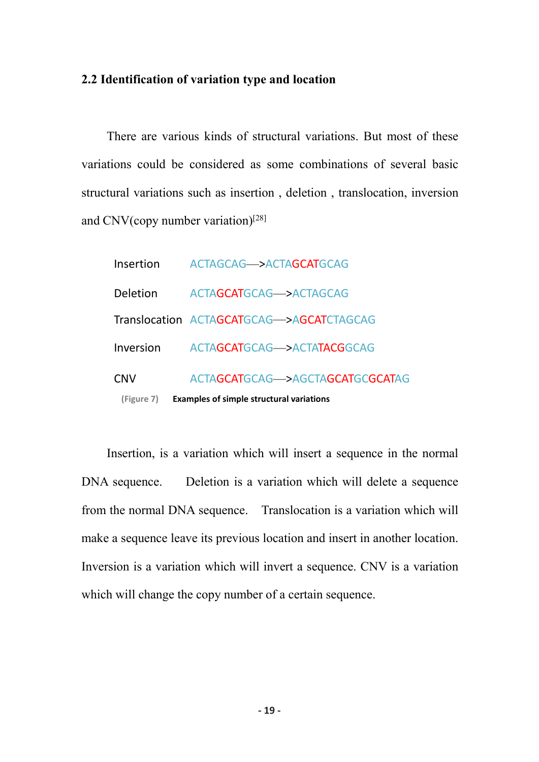### 2.2 Identification of variation type and location

There are various kinds of structural variations. But most of these variations could be considered as some combinations of several basic structural variations such as insertion , deletion , translocation, inversion and CNV(copy number variation)[28]

| | |
|---|---|
| Insertion | ACTAGCAG—>ACTAGCATGCAG |
| Deletion | ACTAGCATGCAG—>ACTAGCAG |
| Translocation | ACTAGCATGCAG—>AGCATCTAGCAG |
| Inversion | ACTAGCATGCAG—>ACTATACGGCAG |
| CNV | ACTAGCATGCAG—>AGCTAGCATGCGCATAG |

(Figure 7) **Examples of simple structural variations**

Insertion, is a variation which will insert a sequence in the normal DNA sequence. Deletion is a variation which will delete a sequence from the normal DNA sequence. Translocation is a variation which will make a sequence leave its previous location and insert in another location. Inversion is a variation which will invert a sequence. CNV is a variation which will change the copy number of a certain sequence.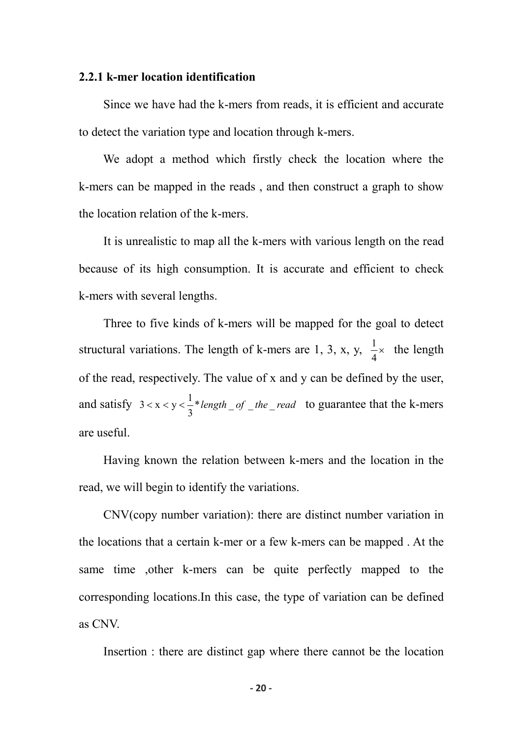### 2.2.1 k-mer location identification

Since we have had the k-mers from reads, it is efficient and accurate to detect the variation type and location through k-mers.

We adopt a method which firstly check the location where the k-mers can be mapped in the reads , and then construct a graph to show the location relation of the k-mers.

It is unrealistic to map all the k-mers with various length on the read because of its high consumption. It is accurate and efficient to check k-mers with several lengths.

Three to five kinds of k-mers will be mapped for the goal to detect structural variations. The length of k-mers are 1, 3, x, y, $\frac{1}{4}\times$ the length of the read, respectively. The value of x and y can be defined by the user, and satisfy $3 < x < y < \frac{1}{3} * length\_of\_the\_read$ to guarantee that the k-mers are useful.

Having known the relation between k-mers and the location in the read, we will begin to identify the variations.

CNV(copy number variation): there are distinct number variation in the locations that a certain k-mer or a few k-mers can be mapped . At the same time ,other k-mers can be quite perfectly mapped to the corresponding locations.In this case, the type of variation can be defined as CNV.

Insertion : there are distinct gap where there cannot be the location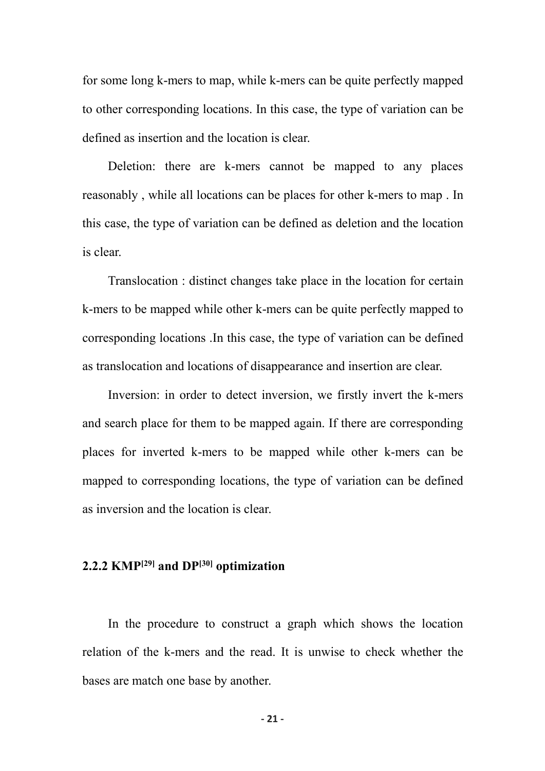for some long k-mers to map, while k-mers can be quite perfectly mapped to other corresponding locations. In this case, the type of variation can be defined as insertion and the location is clear.

Deletion: there are k-mers cannot be mapped to any places reasonably , while all locations can be places for other k-mers to map . In this case, the type of variation can be defined as deletion and the location is clear.

Translocation : distinct changes take place in the location for certain k-mers to be mapped while other k-mers can be quite perfectly mapped to corresponding locations .In this case, the type of variation can be defined as translocation and locations of disappearance and insertion are clear.

Inversion: in order to detect inversion, we firstly invert the k-mers and search place for them to be mapped again. If there are corresponding places for inverted k-mers to be mapped while other k-mers can be mapped to corresponding locations, the type of variation can be defined as inversion and the location is clear.

### 2.2.2 KMP[29] and DP[30] optimization

In the procedure to construct a graph which shows the location relation of the k-mers and the read. It is unwise to check whether the bases are match one base by another.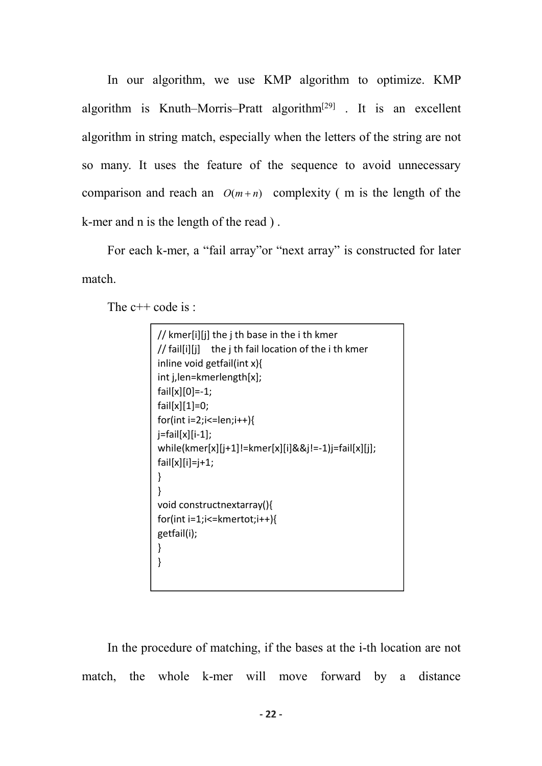In our algorithm, we use KMP algorithm to optimize. KMP algorithm is Knuth–Morris–Pratt algorithm[29] . It is an excellent algorithm in string match, especially when the letters of the string are not so many. It uses the feature of the sequence to avoid unnecessary comparison and reach an $O(m+n)$ complexity ( m is the length of the k-mer and n is the length of the read ) .

For each k-mer, a "fail array"or "next array" is constructed for later match.

The c++ code is :

```
// kmer[i][j] the j th base in the i th kmer
// fail[i][j]   the j th fail location of the i th kmer
inline void getfail(int x){
int j,len=kmerlength[x];
fail[x][0]=-1;
fail[x][1]=0;
for(int i=2;i<=len;i++){
j=fail[x][i-1];
while(kmer[x][j+1]!=kmer[x][i]&&j!=-1)j=fail[x][j];
fail[x][i]=j+1;
}
}
void constructnextarray(){
for(int i=1;i<=kmertot;i++){
getfail(i);
}
}
```

In the procedure of matching, if the bases at the i-th location are not match, the whole k-mer will move forward by a distance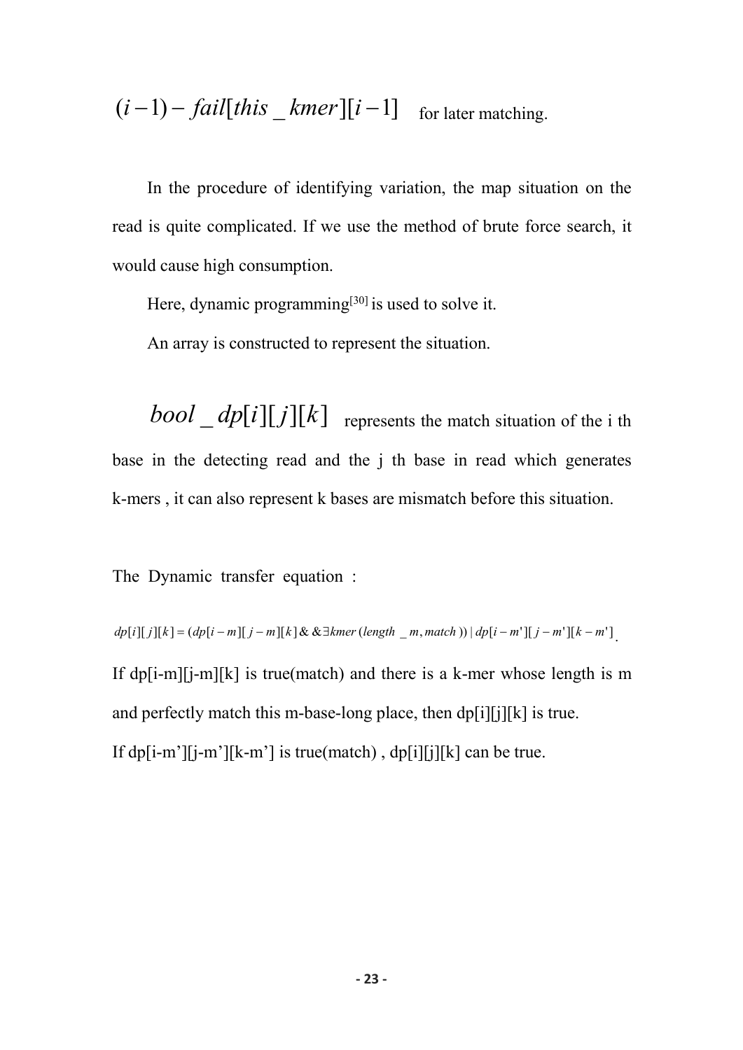$(i-1) - fail[this\_kmer][i-1]$ for later matching.

In the procedure of identifying variation, the map situation on the read is quite complicated. If we use the method of brute force search, it would cause high consumption.

Here, dynamic programming[30] is used to solve it.

An array is constructed to represent the situation.

$bool\_dp[i][j][k]$ represents the match situation of the i th base in the detecting read and the j th base in read which generates k-mers , it can also represent k bases are mismatch before this situation.

The Dynamic transfer equation :

$$dp[i][j][k] = (dp[i-m][j-m][k] \, \& \& \, \exists kmer(length\_m, match)) \,|\, dp[i-m'][j-m'][k-m']$$

If dp[i-m][j-m][k] is true(match) and there is a k-mer whose length is m and perfectly match this m-base-long place, then dp[i][j][k] is true.

If dp[i-m’][j-m’][k-m’] is true(match) , dp[i][j][k] can be true.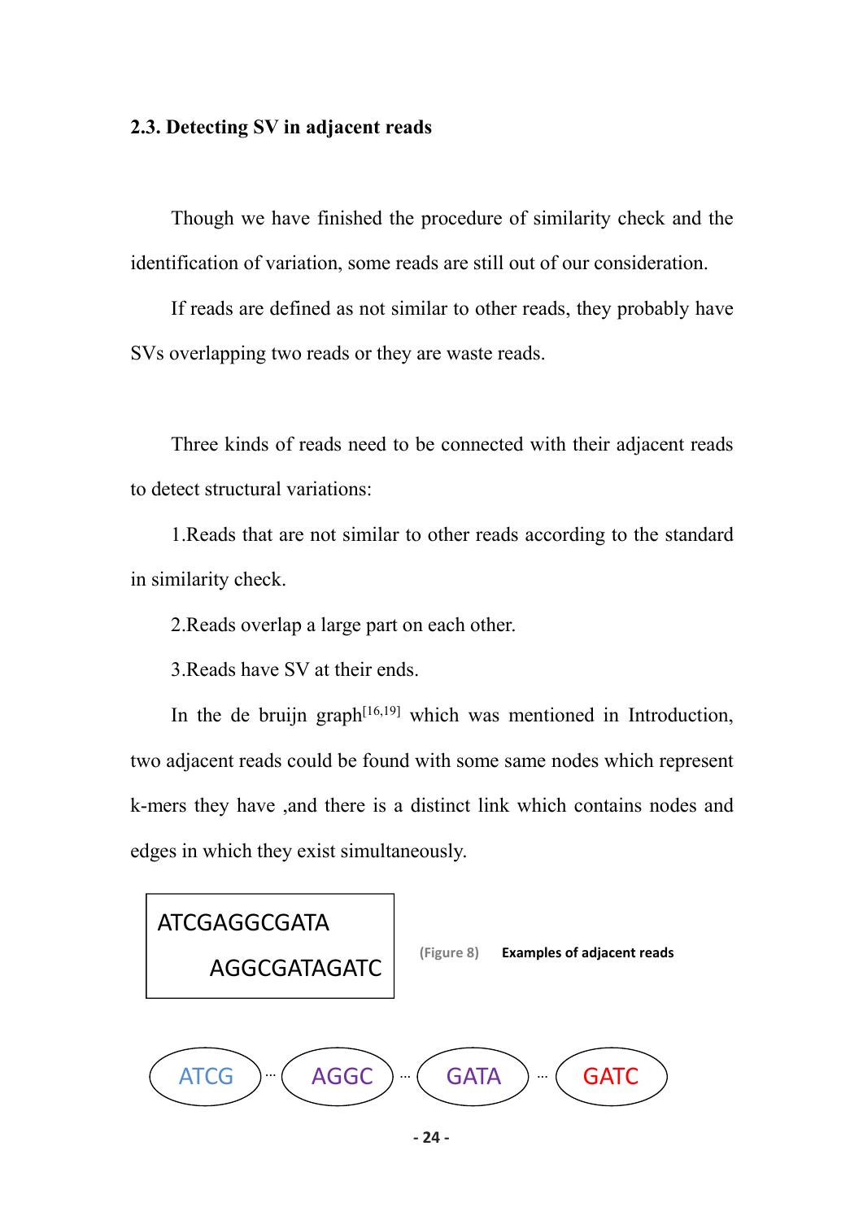### 2.3. Detecting SV in adjacent reads

Though we have finished the procedure of similarity check and the identification of variation, some reads are still out of our consideration.

If reads are defined as not similar to other reads, they probably have SVs overlapping two reads or they are waste reads.

Three kinds of reads need to be connected with their adjacent reads to detect structural variations:

1.Reads that are not similar to other reads according to the standard in similarity check.

2.Reads overlap a large part on each other.

3.Reads have SV at their ends.

In the de bruijn graph[16,19] which was mentioned in Introduction, two adjacent reads could be found with some same nodes which represent k-mers they have ,and there is a distinct link which contains nodes and edges in which they exist simultaneously.

```
ATCGAGGCGATA
     AGGCGATAGATC
```

(Figure 8) **Examples of adjacent reads**

ATCG ··· AGGC ··· GATA ··· GATC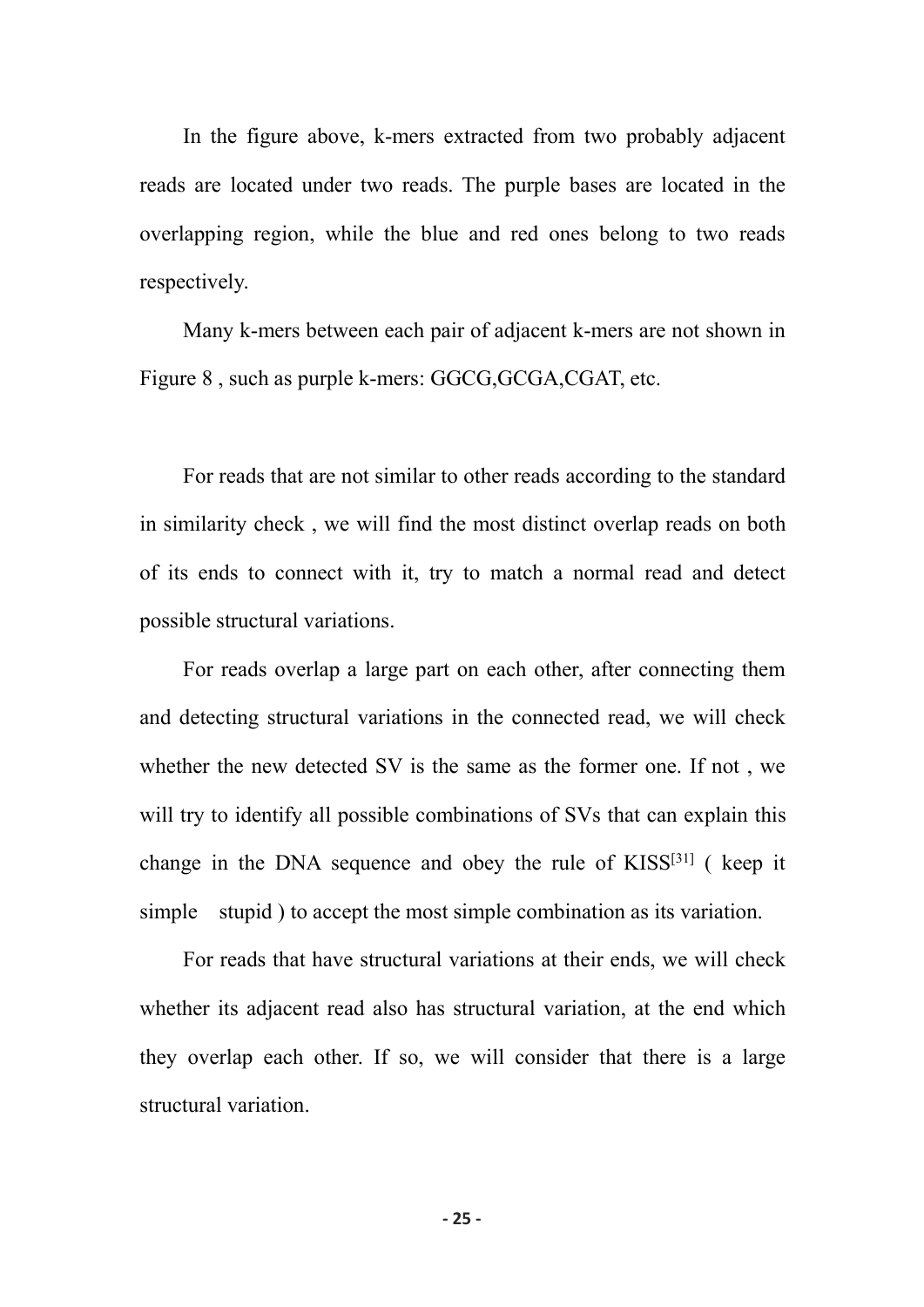In the figure above, k-mers extracted from two probably adjacent reads are located under two reads. The purple bases are located in the overlapping region, while the blue and red ones belong to two reads respectively.

Many k-mers between each pair of adjacent k-mers are not shown in Figure 8 , such as purple k-mers: GGCG,GCGA,CGAT, etc.

For reads that are not similar to other reads according to the standard in similarity check , we will find the most distinct overlap reads on both of its ends to connect with it, try to match a normal read and detect possible structural variations.

For reads overlap a large part on each other, after connecting them and detecting structural variations in the connected read, we will check whether the new detected SV is the same as the former one. If not , we will try to identify all possible combinations of SVs that can explain this change in the DNA sequence and obey the rule of KISS[31] ( keep it simple stupid ) to accept the most simple combination as its variation.

For reads that have structural variations at their ends, we will check whether its adjacent read also has structural variation, at the end which they overlap each other. If so, we will consider that there is a large structural variation.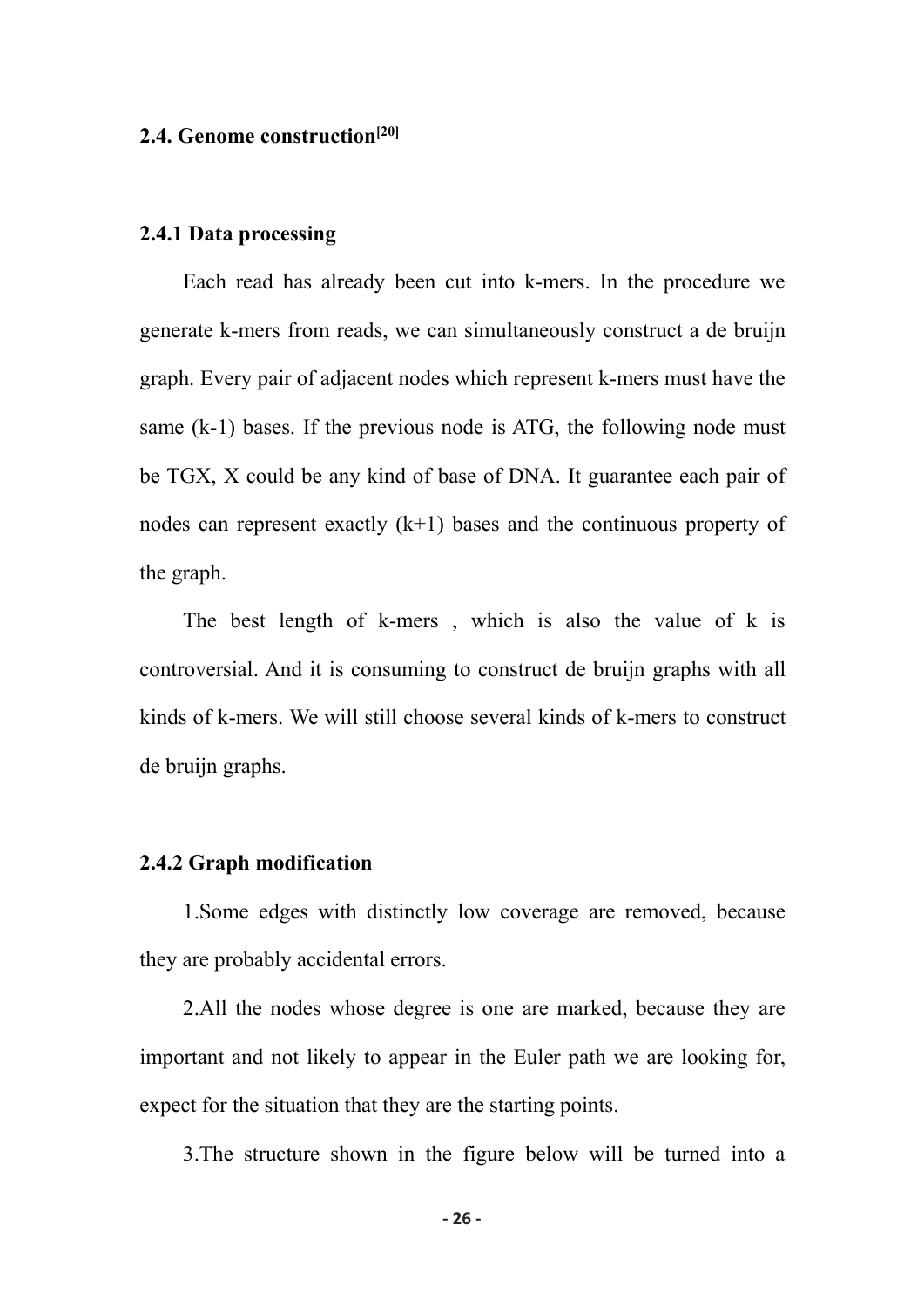### 2.4. Genome construction[20]

#### 2.4.1 Data processing

Each read has already been cut into k-mers. In the procedure we generate k-mers from reads, we can simultaneously construct a de bruijn graph. Every pair of adjacent nodes which represent k-mers must have the same (k-1) bases. If the previous node is ATG, the following node must be TGX, X could be any kind of base of DNA. It guarantee each pair of nodes can represent exactly (k+1) bases and the continuous property of the graph.

The best length of k-mers , which is also the value of k is controversial. And it is consuming to construct de bruijn graphs with all kinds of k-mers. We will still choose several kinds of k-mers to construct de bruijn graphs.

#### 2.4.2 Graph modification

1.Some edges with distinctly low coverage are removed, because they are probably accidental errors.

2.All the nodes whose degree is one are marked, because they are important and not likely to appear in the Euler path we are looking for, expect for the situation that they are the starting points.

3.The structure shown in the figure below will be turned into a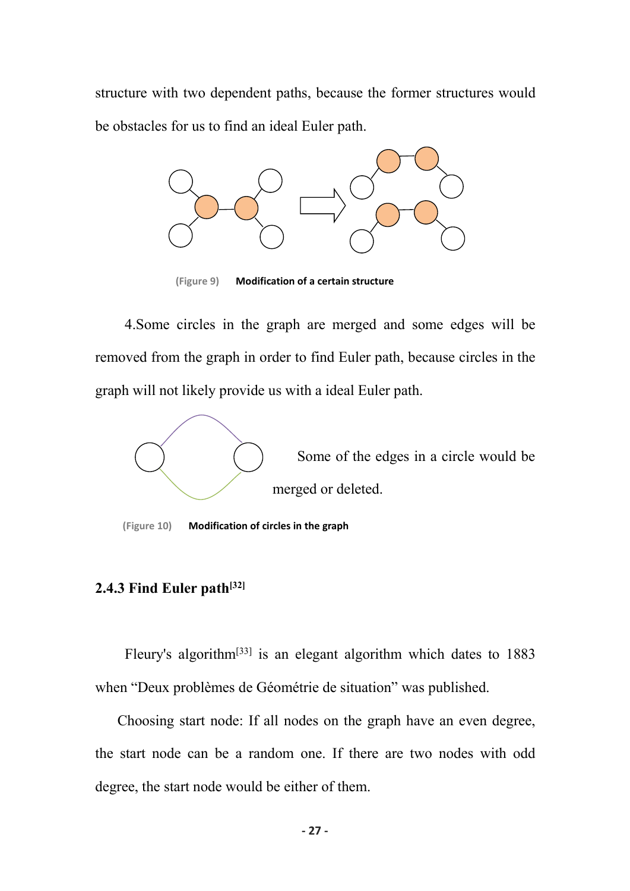structure with two dependent paths, because the former structures would be obstacles for us to find an ideal Euler path.

(Figure 9) **Modification of a certain structure**

4.Some circles in the graph are merged and some edges will be removed from the graph in order to find Euler path, because circles in the graph will not likely provide us with a ideal Euler path.

Some of the edges in a circle would be merged or deleted.

(Figure 10) **Modification of circles in the graph**

### 2.4.3 Find Euler path[32]

Fleury's algorithm[33] is an elegant algorithm which dates to 1883 when "Deux problèmes de Géométrie de situation" was published.

Choosing start node: If all nodes on the graph have an even degree, the start node can be a random one. If there are two nodes with odd degree, the start node would be either of them.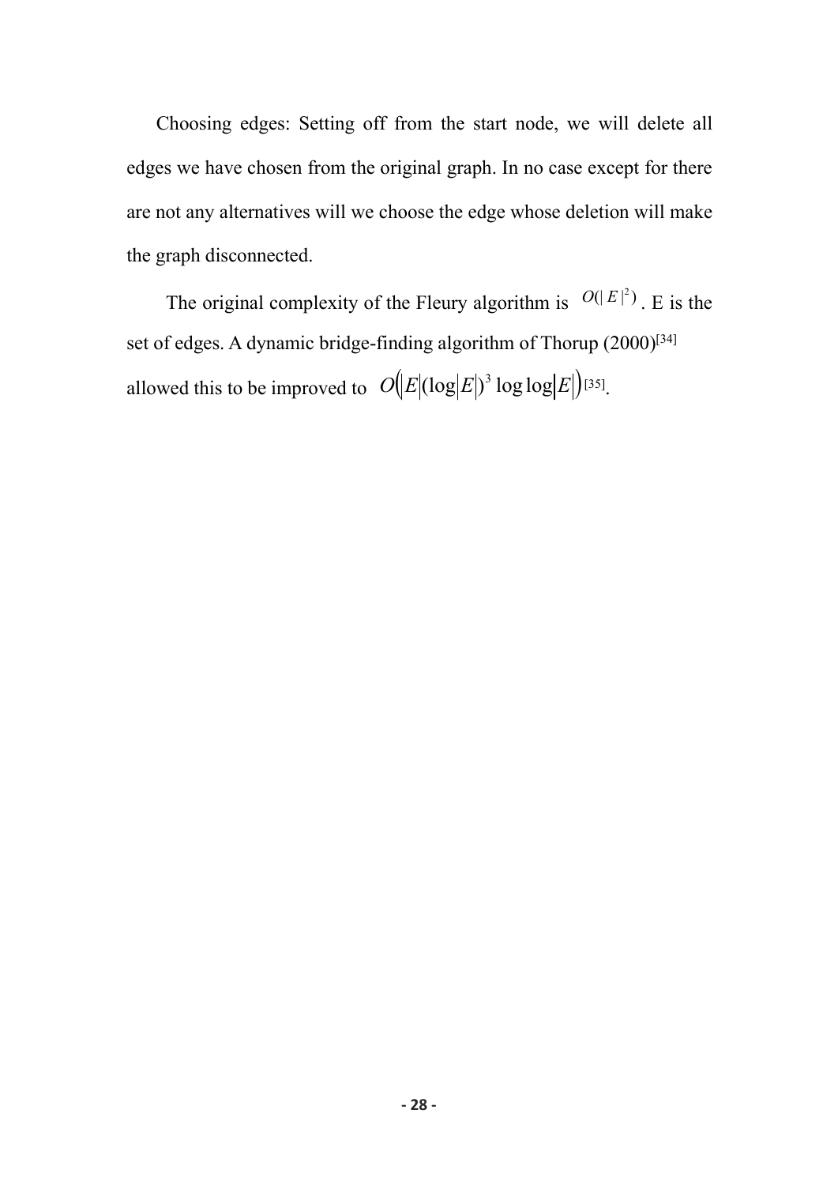Choosing edges: Setting off from the start node, we will delete all edges we have chosen from the original graph. In no case except for there are not any alternatives will we choose the edge whose deletion will make the graph disconnected.

The original complexity of the Fleury algorithm is $O(|E|^2)$. E is the set of edges. A dynamic bridge-finding algorithm of Thorup (2000)[34] allowed this to be improved to $O\left(|E|(\log|E|)^3 \log\log|E|\right)$[35].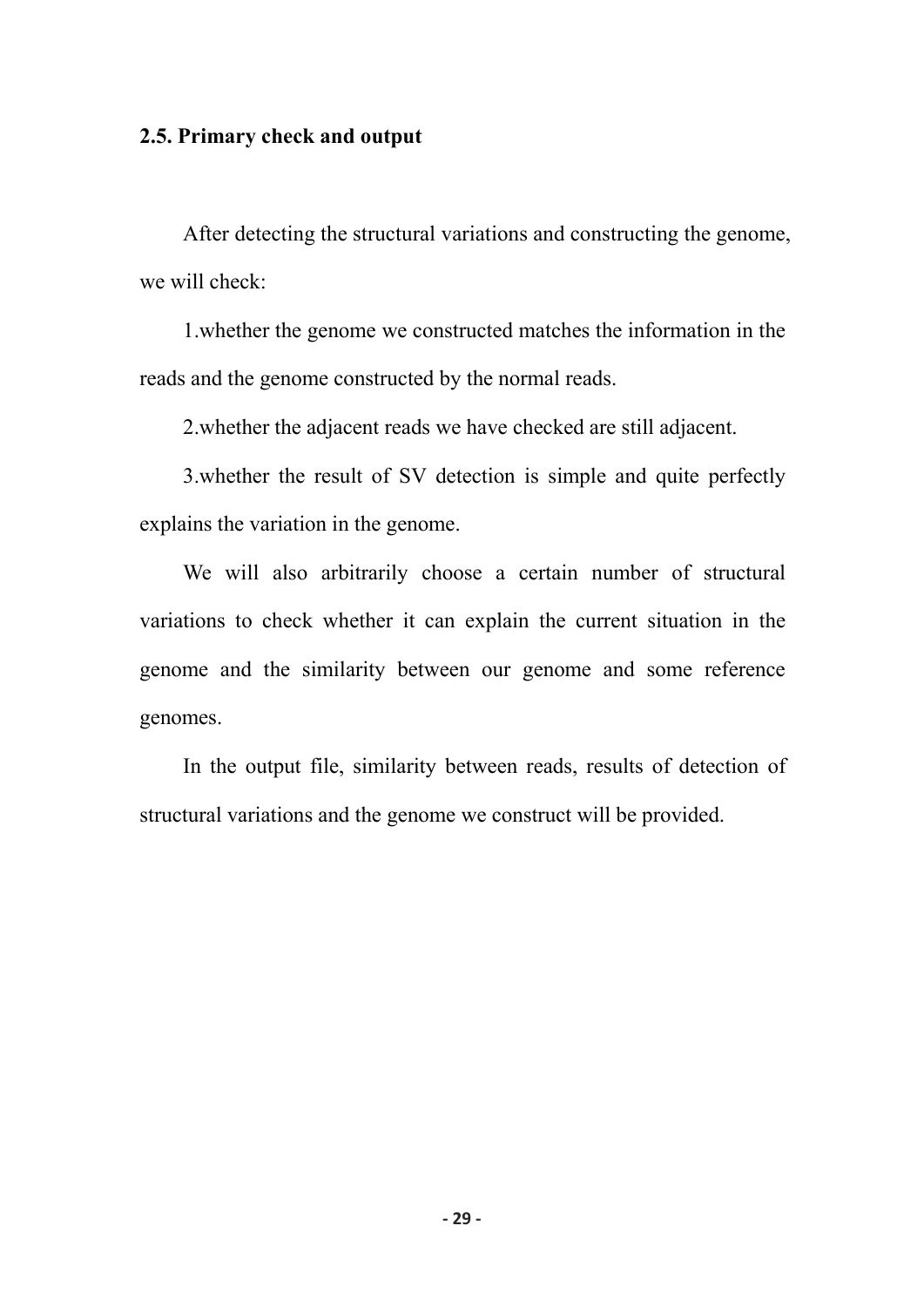### 2.5. Primary check and output

After detecting the structural variations and constructing the genome, we will check:

1.whether the genome we constructed matches the information in the reads and the genome constructed by the normal reads.

2.whether the adjacent reads we have checked are still adjacent.

3.whether the result of SV detection is simple and quite perfectly explains the variation in the genome.

We will also arbitrarily choose a certain number of structural variations to check whether it can explain the current situation in the genome and the similarity between our genome and some reference genomes.

In the output file, similarity between reads, results of detection of structural variations and the genome we construct will be provided.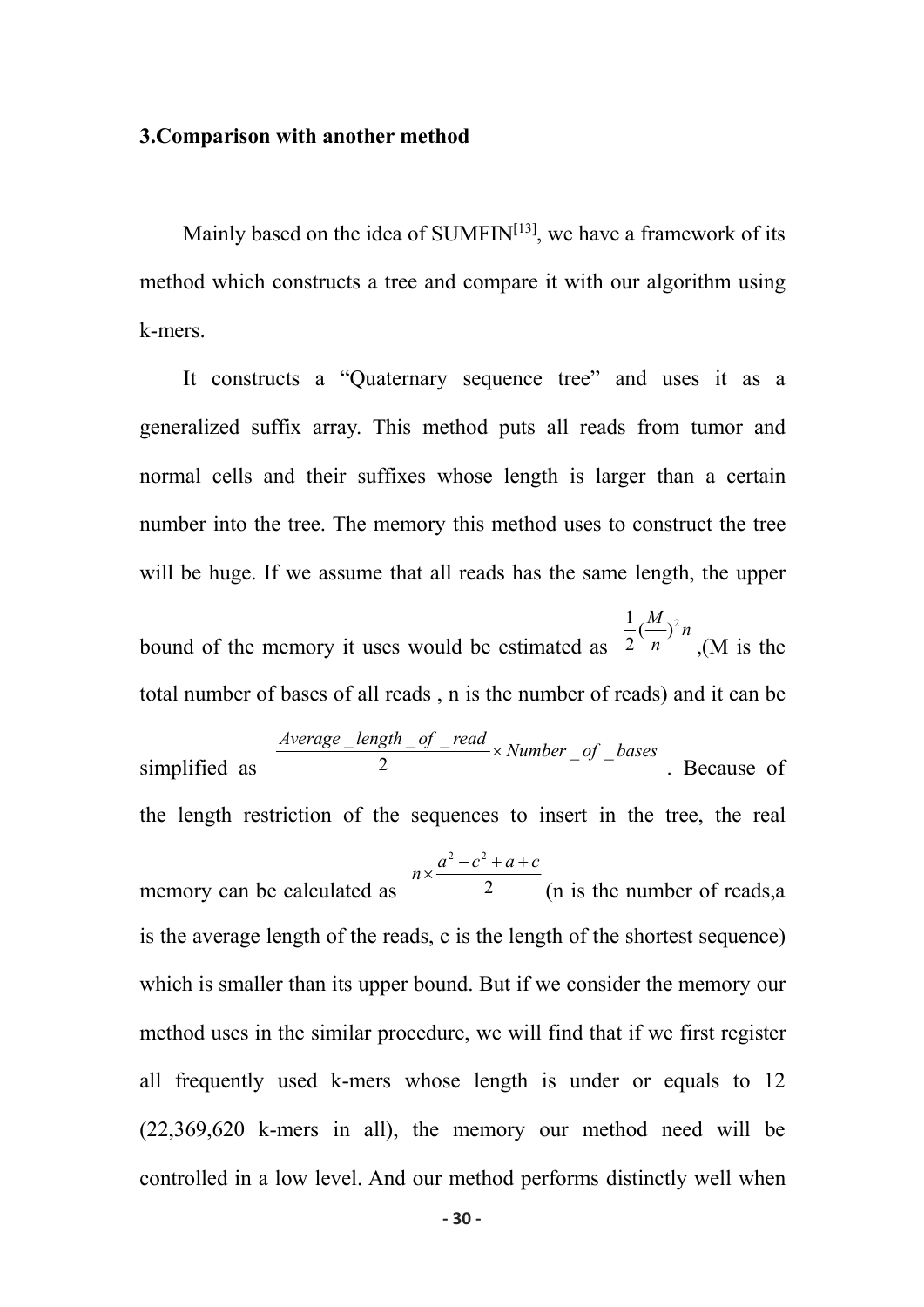### 3.Comparison with another method

Mainly based on the idea of SUMFIN[13], we have a framework of its method which constructs a tree and compare it with our algorithm using k-mers.

It constructs a "Quaternary sequence tree" and uses it as a generalized suffix array. This method puts all reads from tumor and normal cells and their suffixes whose length is larger than a certain number into the tree. The memory this method uses to construct the tree will be huge. If we assume that all reads has the same length, the upper bound of the memory it uses would be estimated as $\frac{1}{2}(\frac{M}{n})^2 n$ ,(M is the total number of bases of all reads , n is the number of reads) and it can be simplified as $\frac{Average\_length\_of\_read}{2} \times Number\_of\_bases$ . Because of the length restriction of the sequences to insert in the tree, the real memory can be calculated as $n \times \frac{a^2 - c^2 + a + c}{2}$ (n is the number of reads,a is the average length of the reads, c is the length of the shortest sequence) which is smaller than its upper bound. But if we consider the memory our method uses in the similar procedure, we will find that if we first register all frequently used k-mers whose length is under or equals to 12 (22,369,620 k-mers in all), the memory our method need will be controlled in a low level. And our method performs distinctly well when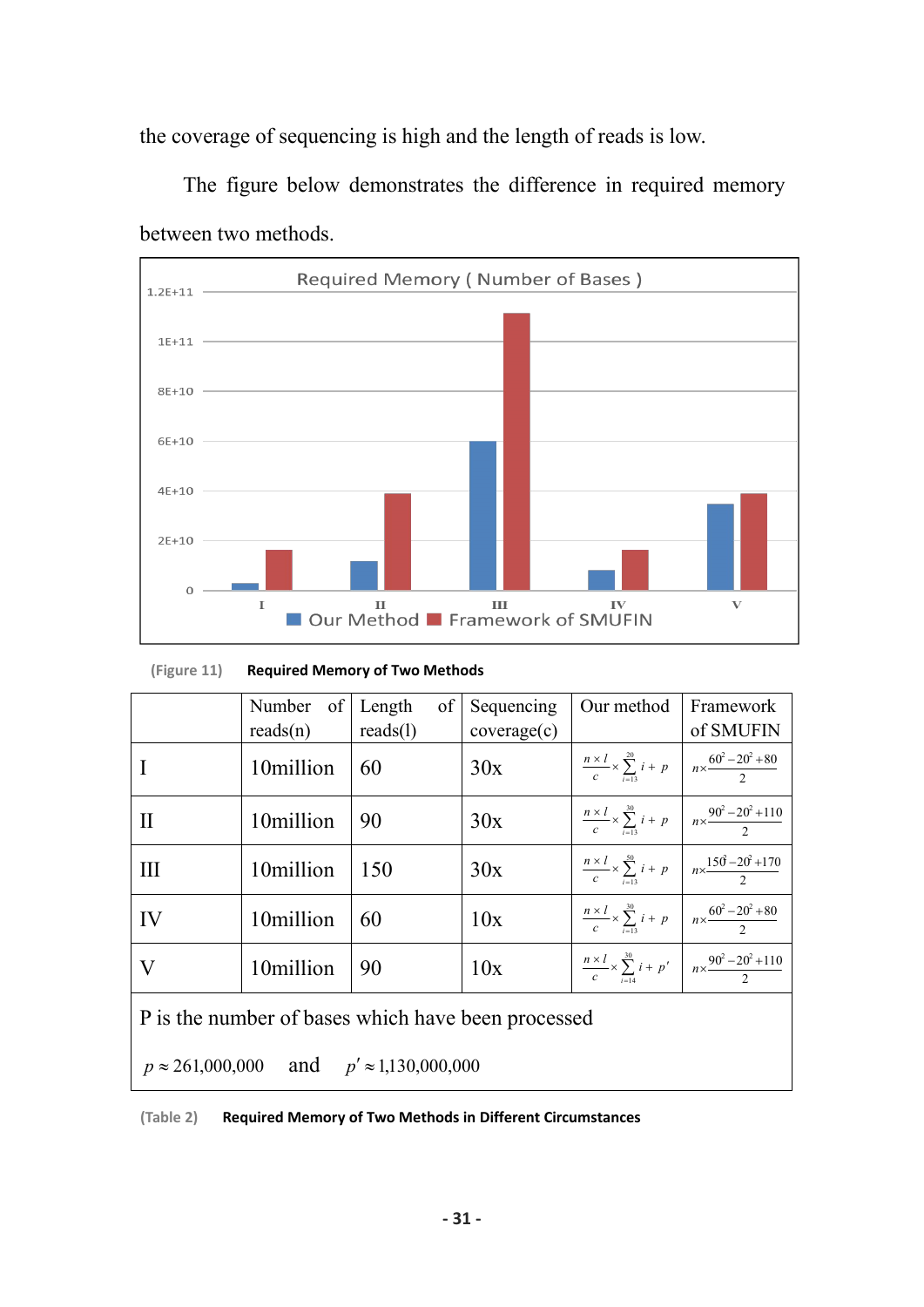the coverage of sequencing is high and the length of reads is low.

The figure below demonstrates the difference in required memory between two methods.

(Figure 11) **Required Memory of Two Methods**

| | Number of reads(n) | Length of reads(l) | Sequencing coverage(c) | Our method | Framework of SMUFIN |
|---|---|---|---|---|---|
| I | 10million | 60 | 30x | $\frac{n \times l}{c} \times \sum_{i=13}^{20} i + p$ | $n \times \frac{60^2 - 20^2 + 80}{2}$ |
| II | 10million | 90 | 30x | $\frac{n \times l}{c} \times \sum_{i=13}^{30} i + p$ | $n \times \frac{90^2 - 20^2 + 110}{2}$ |
| III | 10million | 150 | 30x | $\frac{n \times l}{c} \times \sum_{i=13}^{50} i + p$ | $n \times \frac{150^2 - 20^2 + 170}{2}$ |
| IV | 10million | 60 | 10x | $\frac{n \times l}{c} \times \sum_{i=13}^{30} i + p$ | $n \times \frac{60^2 - 20^2 + 80}{2}$ |
| V | 10million | 90 | 10x | $\frac{n \times l}{c} \times \sum_{i=14}^{30} i + p'$ | $n \times \frac{90^2 - 20^2 + 110}{2}$ |
| P is the number of bases which have been processed $p \approx 261{,}000{,}000$ and $p' \approx 1{,}130{,}000{,}000$ | | | | | |

(Table 2) **Required Memory of Two Methods in Different Circumstances**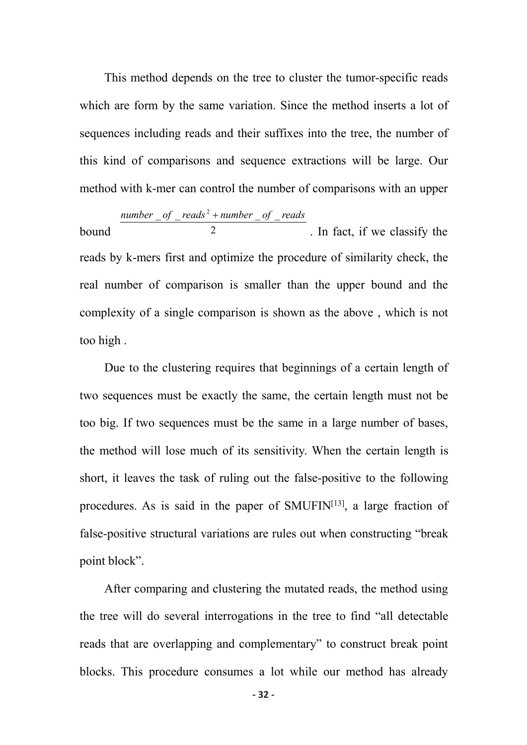This method depends on the tree to cluster the tumor-specific reads which are form by the same variation. Since the method inserts a lot of sequences including reads and their suffixes into the tree, the number of this kind of comparisons and sequence extractions will be large. Our method with k-mer can control the number of comparisons with an upper bound $\frac{number\_of\_reads^2 + number\_of\_reads}{2}$. In fact, if we classify the reads by k-mers first and optimize the procedure of similarity check, the real number of comparison is smaller than the upper bound and the complexity of a single comparison is shown as the above , which is not too high .

Due to the clustering requires that beginnings of a certain length of two sequences must be exactly the same, the certain length must not be too big. If two sequences must be the same in a large number of bases, the method will lose much of its sensitivity. When the certain length is short, it leaves the task of ruling out the false-positive to the following procedures. As is said in the paper of SMUFIN[13], a large fraction of false-positive structural variations are rules out when constructing "break point block".

After comparing and clustering the mutated reads, the method using the tree will do several interrogations in the tree to find "all detectable reads that are overlapping and complementary" to construct break point blocks. This procedure consumes a lot while our method has already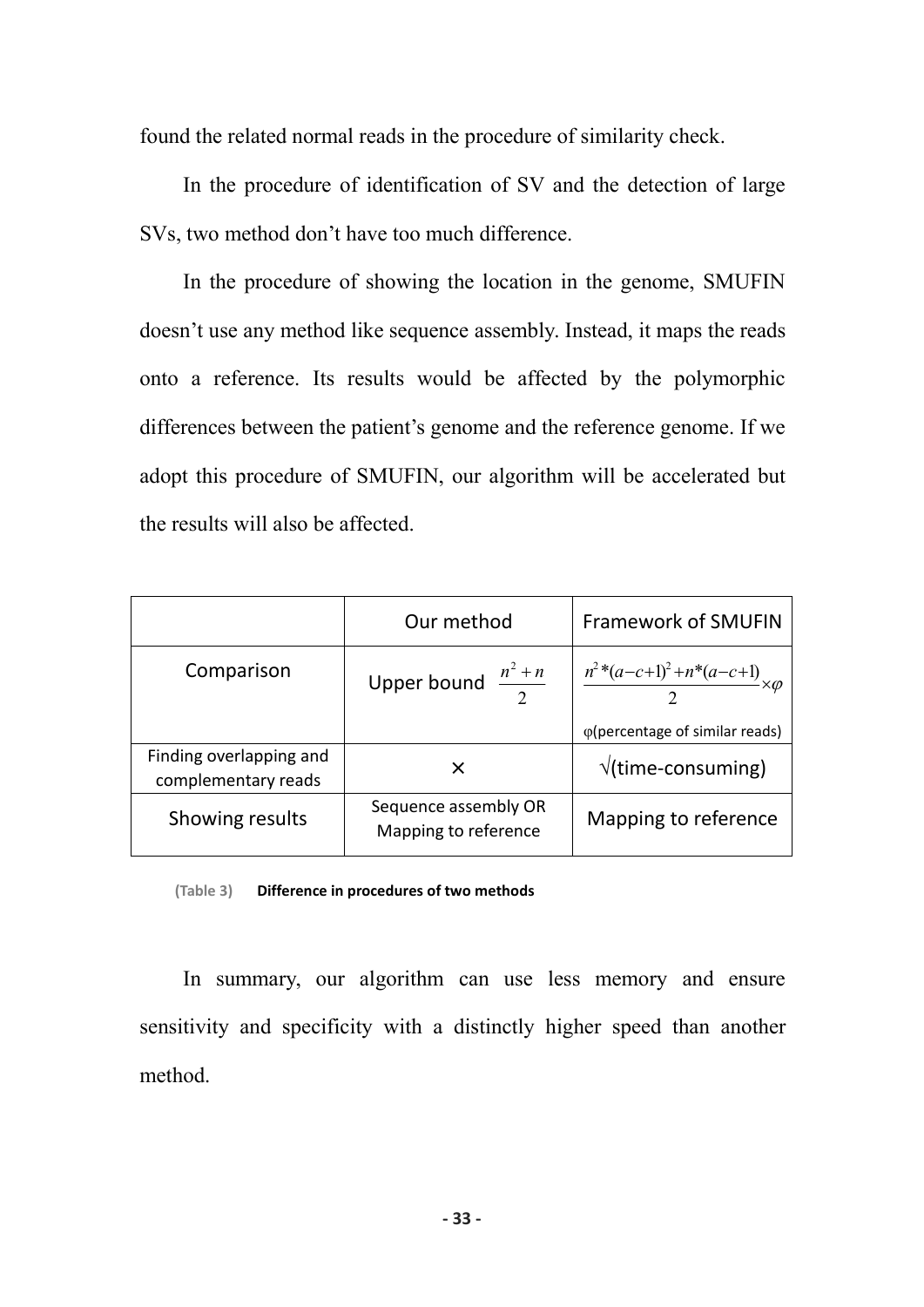found the related normal reads in the procedure of similarity check.

In the procedure of identification of SV and the detection of large SVs, two method don't have too much difference.

In the procedure of showing the location in the genome, SMUFIN doesn't use any method like sequence assembly. Instead, it maps the reads onto a reference. Its results would be affected by the polymorphic differences between the patient's genome and the reference genome. If we adopt this procedure of SMUFIN, our algorithm will be accelerated but the results will also be affected.

| | Our method | Framework of SMUFIN |
|---|---|---|
| Comparison | Upper bound $\frac{n^2+n}{2}$ | $\frac{n^2*(a-c+1)^2+n*(a-c+1)}{2}\times\varphi$ <br> φ(percentage of similar reads) |
| Finding overlapping and complementary reads | × | √(time-consuming) |
| Showing results | Sequence assembly OR Mapping to reference | Mapping to reference |

(Table 3) **Difference in procedures of two methods**

In summary, our algorithm can use less memory and ensure sensitivity and specificity with a distinctly higher speed than another method.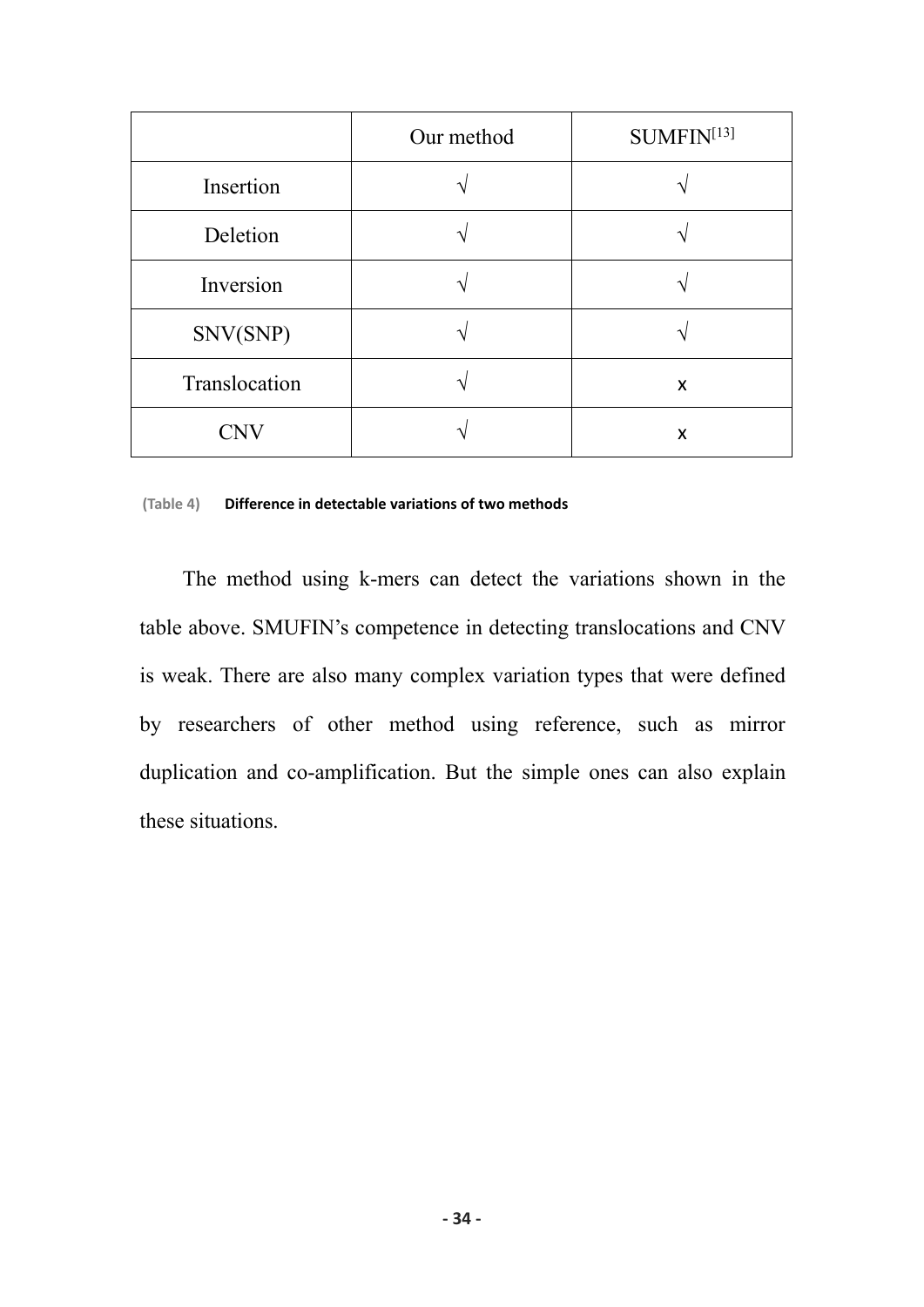| | Our method | SUMFIN[13] |
|---|---|---|
| Insertion | √ | √ |
| Deletion | √ | √ |
| Inversion | √ | √ |
| SNV(SNP) | √ | √ |
| Translocation | √ | x |
| CNV | √ | x |

(Table 4) **Difference in detectable variations of two methods**

The method using k-mers can detect the variations shown in the table above. SMUFIN's competence in detecting translocations and CNV is weak. There are also many complex variation types that were defined by researchers of other method using reference, such as mirror duplication and co-amplification. But the simple ones can also explain these situations.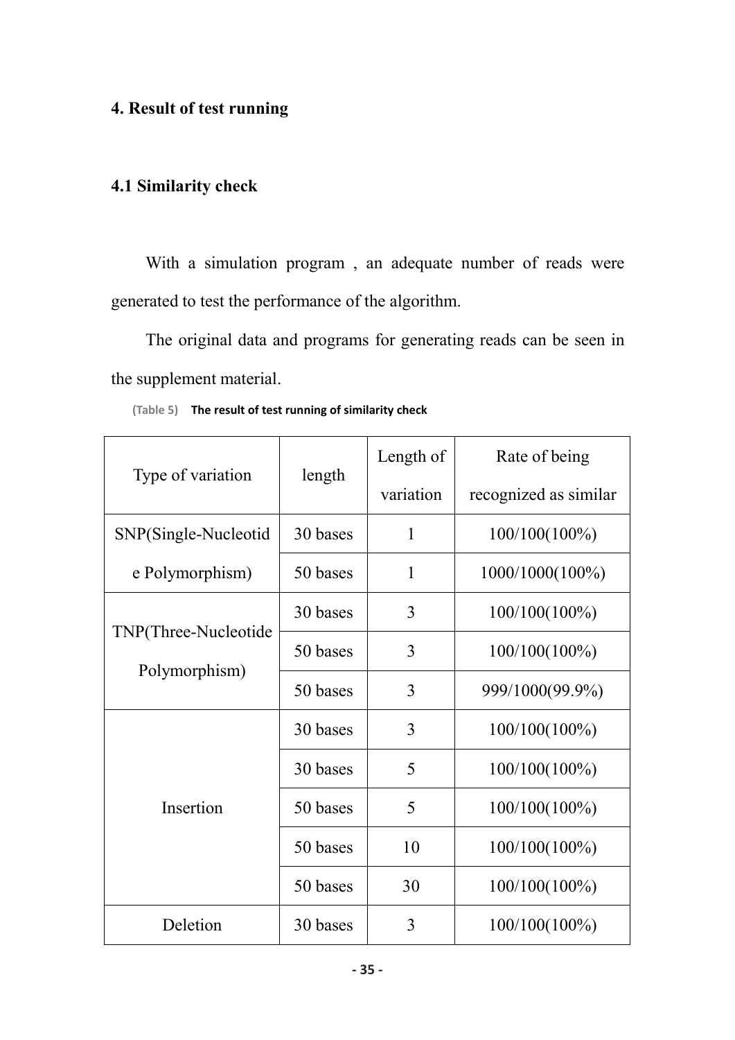## 4. Result of test running

### 4.1 Similarity check

With a simulation program , an adequate number of reads were generated to test the performance of the algorithm.

The original data and programs for generating reads can be seen in the supplement material.

(Table 5) **The result of test running of similarity check**

| Type of variation | length | Length of variation | Rate of being recognized as similar |
|---|---|---|---|
| SNP(Single-Nucleotide Polymorphism) | 30 bases | 1 | 100/100(100%) |
| | 50 bases | 1 | 1000/1000(100%) |
| TNP(Three-Nucleotide Polymorphism) | 30 bases | 3 | 100/100(100%) |
| | 50 bases | 3 | 100/100(100%) |
| | 50 bases | 3 | 999/1000(99.9%) |
| Insertion | 30 bases | 3 | 100/100(100%) |
| | 30 bases | 5 | 100/100(100%) |
| | 50 bases | 5 | 100/100(100%) |
| | 50 bases | 10 | 100/100(100%) |
| | 50 bases | 30 | 100/100(100%) |
| Deletion | 30 bases | 3 | 100/100(100%) |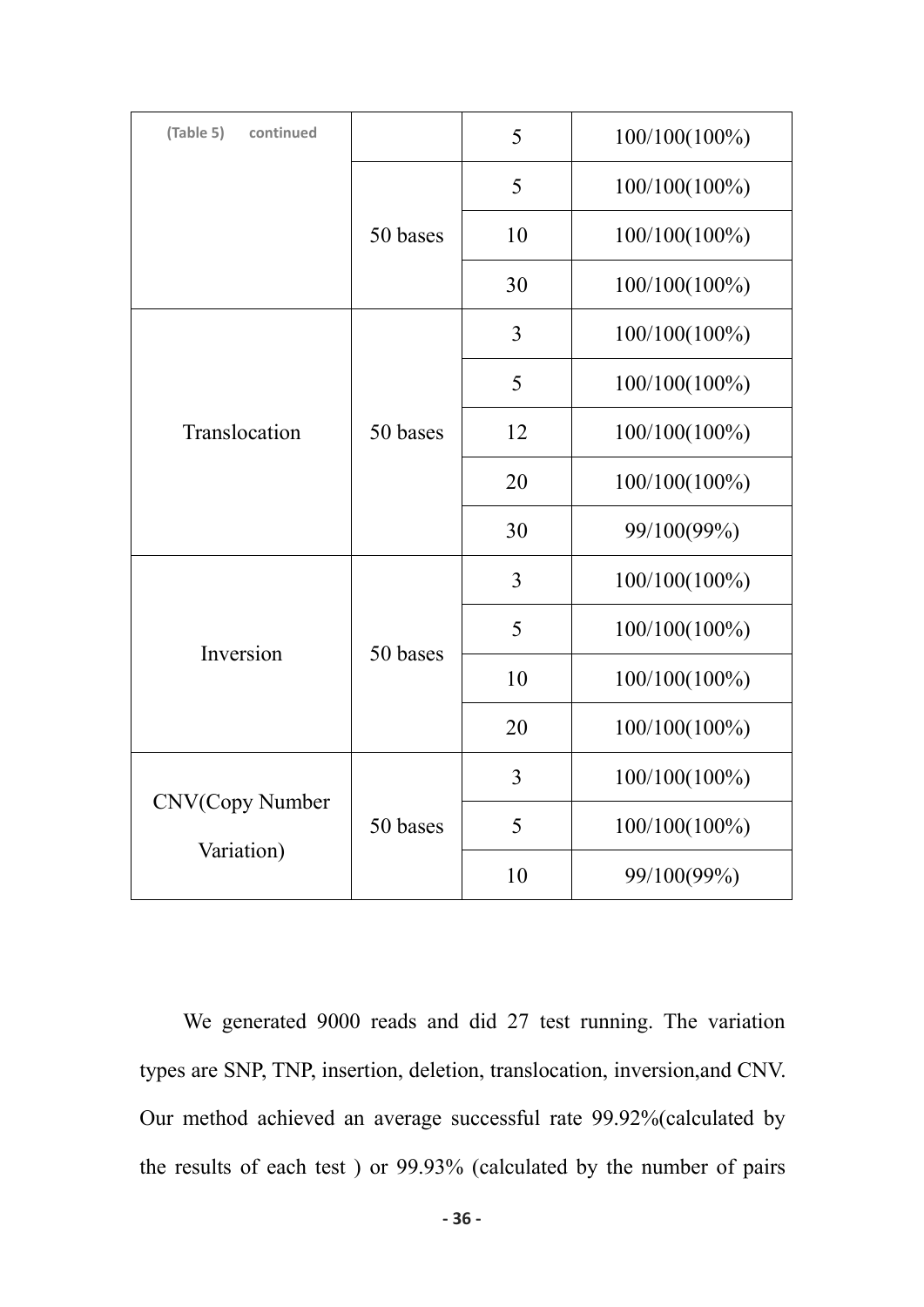| (Table 5) continued | | 5 | 100/100(100%) |
|---|---|---|---|
| | 50 bases | 5 | 100/100(100%) |
| | | 10 | 100/100(100%) |
| | | 30 | 100/100(100%) |
| Translocation | 50 bases | 3 | 100/100(100%) |
| | | 5 | 100/100(100%) |
| | | 12 | 100/100(100%) |
| | | 20 | 100/100(100%) |
| | | 30 | 99/100(99%) |
| Inversion | 50 bases | 3 | 100/100(100%) |
| | | 5 | 100/100(100%) |
| | | 10 | 100/100(100%) |
| | | 20 | 100/100(100%) |
| CNV(Copy Number Variation) | 50 bases | 3 | 100/100(100%) |
| | | 5 | 100/100(100%) |
| | | 10 | 99/100(99%) |

We generated 9000 reads and did 27 test running. The variation types are SNP, TNP, insertion, deletion, translocation, inversion,and CNV. Our method achieved an average successful rate 99.92%(calculated by the results of each test ) or 99.93% (calculated by the number of pairs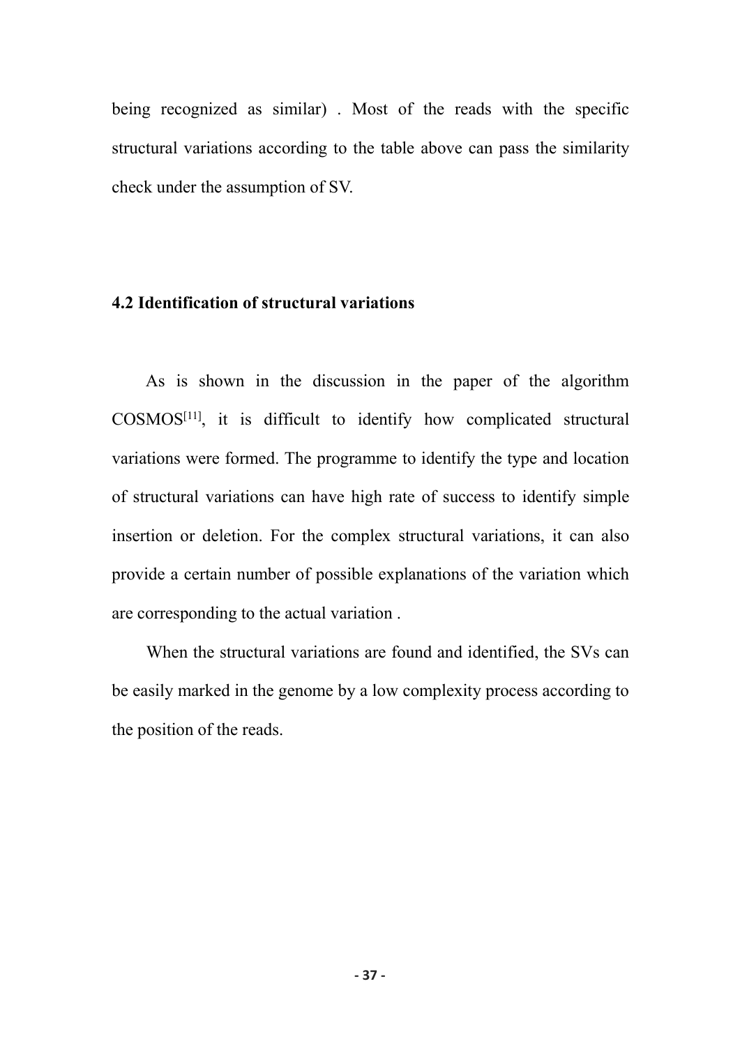being recognized as similar) . Most of the reads with the specific structural variations according to the table above can pass the similarity check under the assumption of SV.

### 4.2 Identification of structural variations

As is shown in the discussion in the paper of the algorithm COSMOS[11], it is difficult to identify how complicated structural variations were formed. The programme to identify the type and location of structural variations can have high rate of success to identify simple insertion or deletion. For the complex structural variations, it can also provide a certain number of possible explanations of the variation which are corresponding to the actual variation .

When the structural variations are found and identified, the SVs can be easily marked in the genome by a low complexity process according to the position of the reads.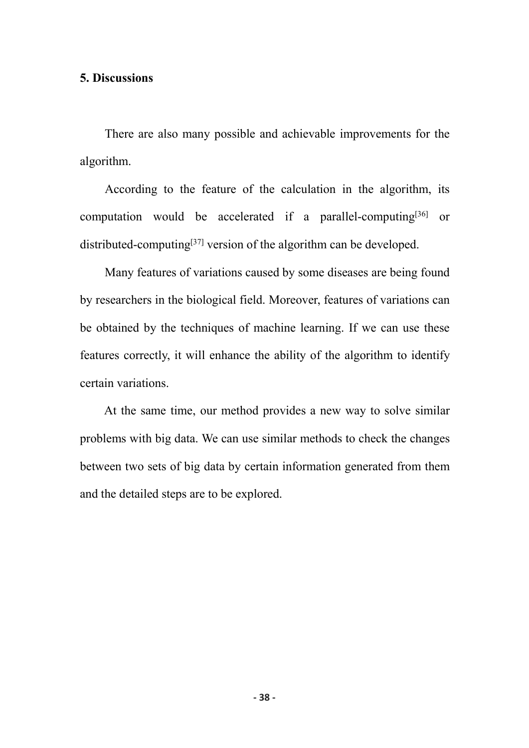## 5. Discussions

There are also many possible and achievable improvements for the algorithm.

According to the feature of the calculation in the algorithm, its computation would be accelerated if a parallel-computing[36] or distributed-computing[37] version of the algorithm can be developed.

Many features of variations caused by some diseases are being found by researchers in the biological field. Moreover, features of variations can be obtained by the techniques of machine learning. If we can use these features correctly, it will enhance the ability of the algorithm to identify certain variations.

At the same time, our method provides a new way to solve similar problems with big data. We can use similar methods to check the changes between two sets of big data by certain information generated from them and the detailed steps are to be explored.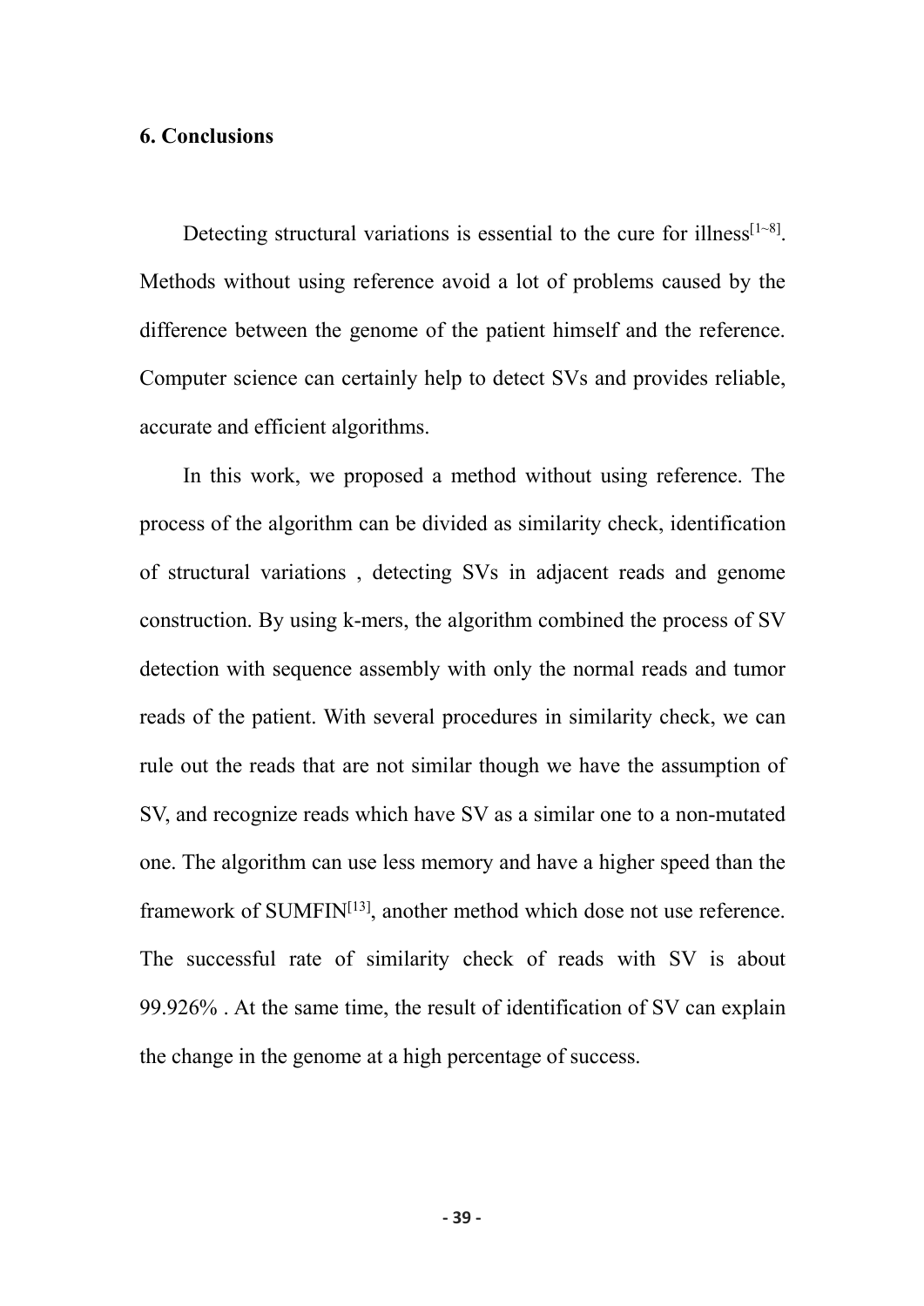## 6. Conclusions

Detecting structural variations is essential to the cure for illness[1~8]. Methods without using reference avoid a lot of problems caused by the difference between the genome of the patient himself and the reference. Computer science can certainly help to detect SVs and provides reliable, accurate and efficient algorithms.

In this work, we proposed a method without using reference. The process of the algorithm can be divided as similarity check, identification of structural variations , detecting SVs in adjacent reads and genome construction. By using k-mers, the algorithm combined the process of SV detection with sequence assembly with only the normal reads and tumor reads of the patient. With several procedures in similarity check, we can rule out the reads that are not similar though we have the assumption of SV, and recognize reads which have SV as a similar one to a non-mutated one. The algorithm can use less memory and have a higher speed than the framework of SUMFIN[13], another method which dose not use reference. The successful rate of similarity check of reads with SV is about 99.926% . At the same time, the result of identification of SV can explain the change in the genome at a high percentage of success.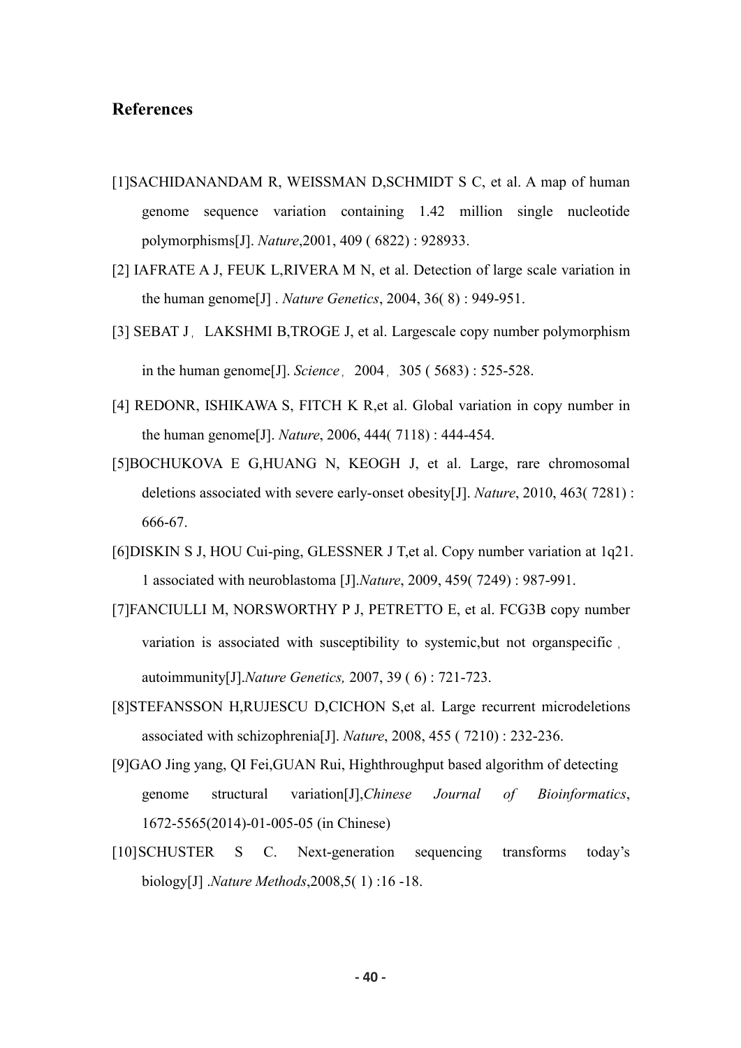## References

[1]SACHIDANANDAM R, WEISSMAN D,SCHMIDT S C, et al. A map of human genome sequence variation containing 1.42 million single nucleotide polymorphisms[J]. *Nature*,2001, 409 ( 6822) : 928933.

[2] IAFRATE A J, FEUK L,RIVERA M N, et al. Detection of large scale variation in the human genome[J] . *Nature Genetics*, 2004, 36( 8) : 949-951.

[3] SEBAT J，LAKSHMI B,TROGE J, et al. Largescale copy number polymorphism in the human genome[J]. *Science*，2004，305 ( 5683) : 525-528.

[4] REDONR, ISHIKAWA S, FITCH K R,et al. Global variation in copy number in the human genome[J]. *Nature*, 2006, 444( 7118) : 444-454.

[5]BOCHUKOVA E G,HUANG N, KEOGH J, et al. Large, rare chromosomal deletions associated with severe early-onset obesity[J]. *Nature*, 2010, 463( 7281) : 666-67.

[6]DISKIN S J, HOU Cui-ping, GLESSNER J T,et al. Copy number variation at 1q21. 1 associated with neuroblastoma [J].*Nature*, 2009, 459( 7249) : 987-991.

[7]FANCIULLI M, NORSWORTHY P J, PETRETTO E, et al. FCG3B copy number variation is associated with susceptibility to systemic,but not organspecific，autoimmunity[J].*Nature Genetics,* 2007, 39 ( 6) : 721-723.

[8]STEFANSSON H,RUJESCU D,CICHON S,et al. Large recurrent microdeletions associated with schizophrenia[J]. *Nature*, 2008, 455 ( 7210) : 232-236.

[9]GAO Jing yang, QI Fei,GUAN Rui, Highthroughput based algorithm of detecting genome structural variation[J],*Chinese Journal of Bioinformatics*, 1672-5565(2014)-01-005-05 (in Chinese)

[10]SCHUSTER S C. Next-generation sequencing transforms today's biology[J] .*Nature Methods*,2008,5( 1) :16 -18.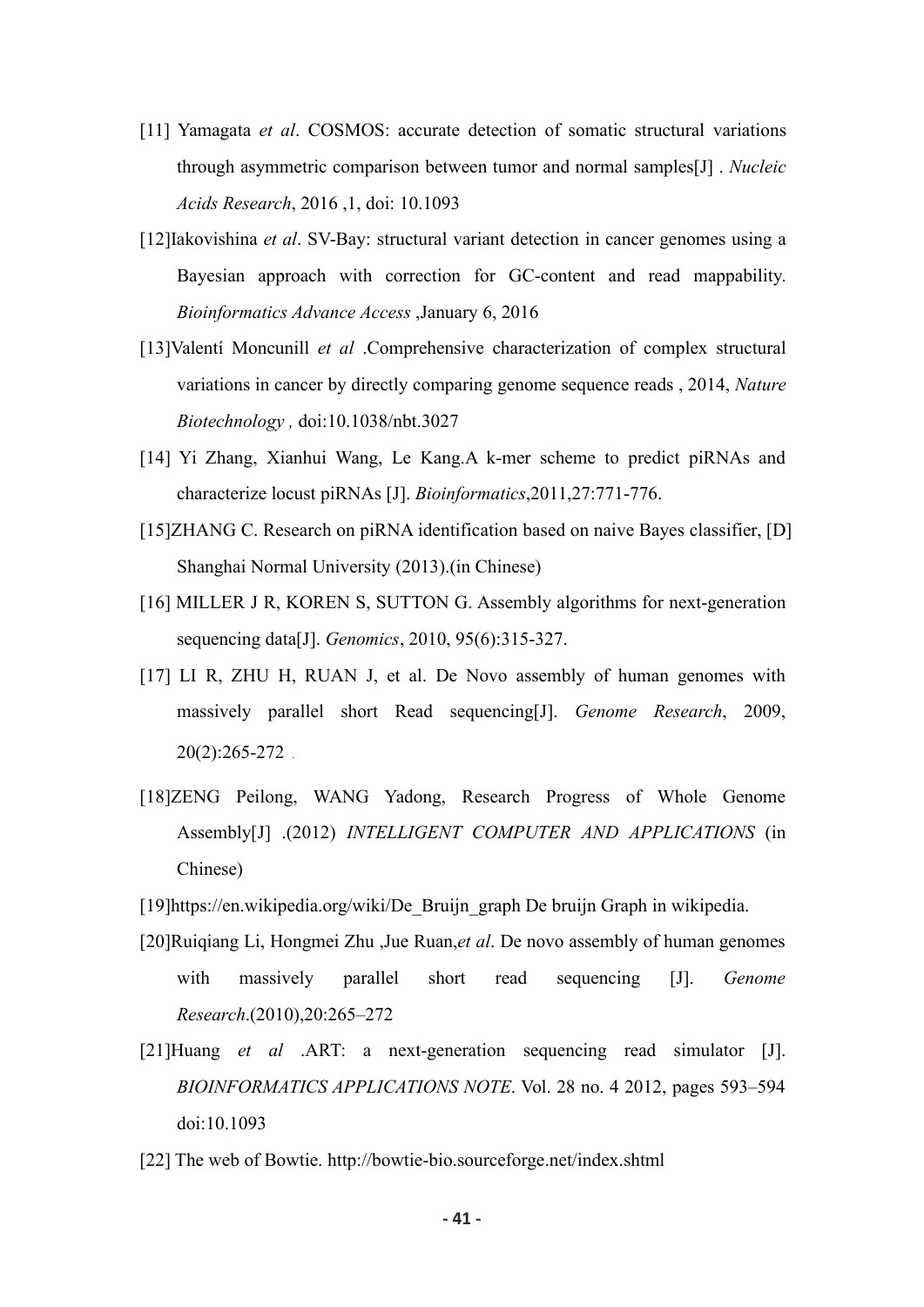[11] Yamagata *et al*. COSMOS: accurate detection of somatic structural variations through asymmetric comparison between tumor and normal samples[J] . *Nucleic Acids Research*, 2016 ,1, doi: 10.1093

[12]Iakovishina *et al*. SV-Bay: structural variant detection in cancer genomes using a Bayesian approach with correction for GC-content and read mappability. *Bioinformatics Advance Access* ,January 6, 2016

[13]Valentí Moncunill *et al* .Comprehensive characterization of complex structural variations in cancer by directly comparing genome sequence reads , 2014, *Nature Biotechnology ,* doi:10.1038/nbt.3027

[14] Yi Zhang, Xianhui Wang, Le Kang.A k-mer scheme to predict piRNAs and characterize locust piRNAs [J]. *Bioinformatics*,2011,27:771-776.

[15]ZHANG C. Research on piRNA identification based on naive Bayes classifier, [D] Shanghai Normal University (2013).(in Chinese)

[16] MILLER J R, KOREN S, SUTTON G. Assembly algorithms for next-generation sequencing data[J]. *Genomics*, 2010, 95(6):315-327.

[17] LI R, ZHU H, RUAN J, et al. De Novo assembly of human genomes with massively parallel short Read sequencing[J]. *Genome Research*, 2009, 20(2):265-272 .

[18]ZENG Peilong, WANG Yadong, Research Progress of Whole Genome Assembly[J] .(2012) *INTELLIGENT COMPUTER AND APPLICATIONS* (in Chinese)

[19]https://en.wikipedia.org/wiki/De_Bruijn_graph De bruijn Graph in wikipedia.

[20]Ruiqiang Li, Hongmei Zhu ,Jue Ruan,*et al*. De novo assembly of human genomes with massively parallel short read sequencing [J]. *Genome Research*.(2010),20:265–272

[21]Huang *et al* .ART: a next-generation sequencing read simulator [J]. *BIOINFORMATICS APPLICATIONS NOTE*. Vol. 28 no. 4 2012, pages 593–594 doi:10.1093

[22] The web of Bowtie. http://bowtie-bio.sourceforge.net/index.shtml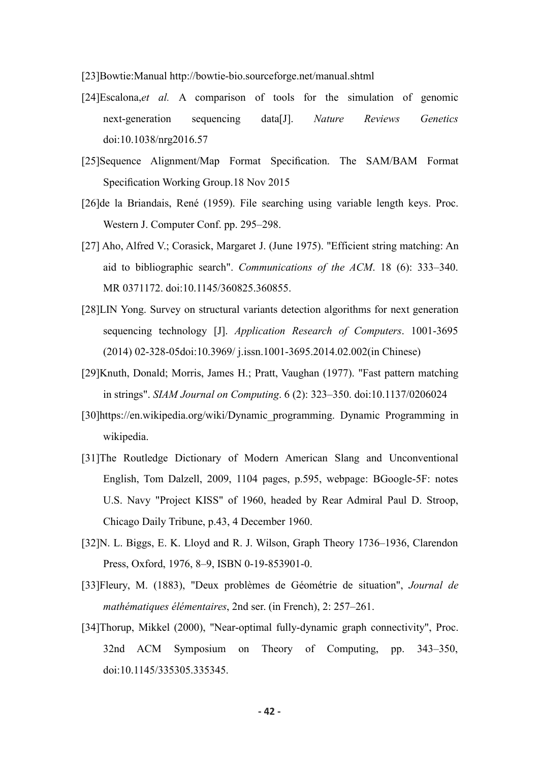[23]Bowtie:Manual http://bowtie-bio.sourceforge.net/manual.shtml

[24]Escalona,*et al.* A comparison of tools for the simulation of genomic next-generation sequencing data[J]. *Nature Reviews Genetics* doi:10.1038/nrg2016.57

[25]Sequence Alignment/Map Format Specification. The SAM/BAM Format Specification Working Group.18 Nov 2015

[26]de la Briandais, René (1959). File searching using variable length keys. Proc. Western J. Computer Conf. pp. 295–298.

[27] Aho, Alfred V.; Corasick, Margaret J. (June 1975). "Efficient string matching: An aid to bibliographic search". *Communications of the ACM*. 18 (6): 333–340. MR 0371172. doi:10.1145/360825.360855.

[28]LIN Yong. Survey on structural variants detection algorithms for next generation sequencing technology [J]. *Application Research of Computers*. 1001-3695 (2014) 02-328-05doi:10.3969/ j.issn.1001-3695.2014.02.002(in Chinese)

[29]Knuth, Donald; Morris, James H.; Pratt, Vaughan (1977). "Fast pattern matching in strings". *SIAM Journal on Computing*. 6 (2): 323–350. doi:10.1137/0206024

[30]https://en.wikipedia.org/wiki/Dynamic_programming. Dynamic Programming in wikipedia.

[31]The Routledge Dictionary of Modern American Slang and Unconventional English, Tom Dalzell, 2009, 1104 pages, p.595, webpage: BGoogle-5F: notes U.S. Navy "Project KISS" of 1960, headed by Rear Admiral Paul D. Stroop, Chicago Daily Tribune, p.43, 4 December 1960.

[32]N. L. Biggs, E. K. Lloyd and R. J. Wilson, Graph Theory 1736–1936, Clarendon Press, Oxford, 1976, 8–9, ISBN 0-19-853901-0.

[33]Fleury, M. (1883), "Deux problèmes de Géométrie de situation", *Journal de mathématiques élémentaires*, 2nd ser. (in French), 2: 257–261.

[34]Thorup, Mikkel (2000), "Near-optimal fully-dynamic graph connectivity", Proc. 32nd ACM Symposium on Theory of Computing, pp. 343–350, doi:10.1145/335305.335345.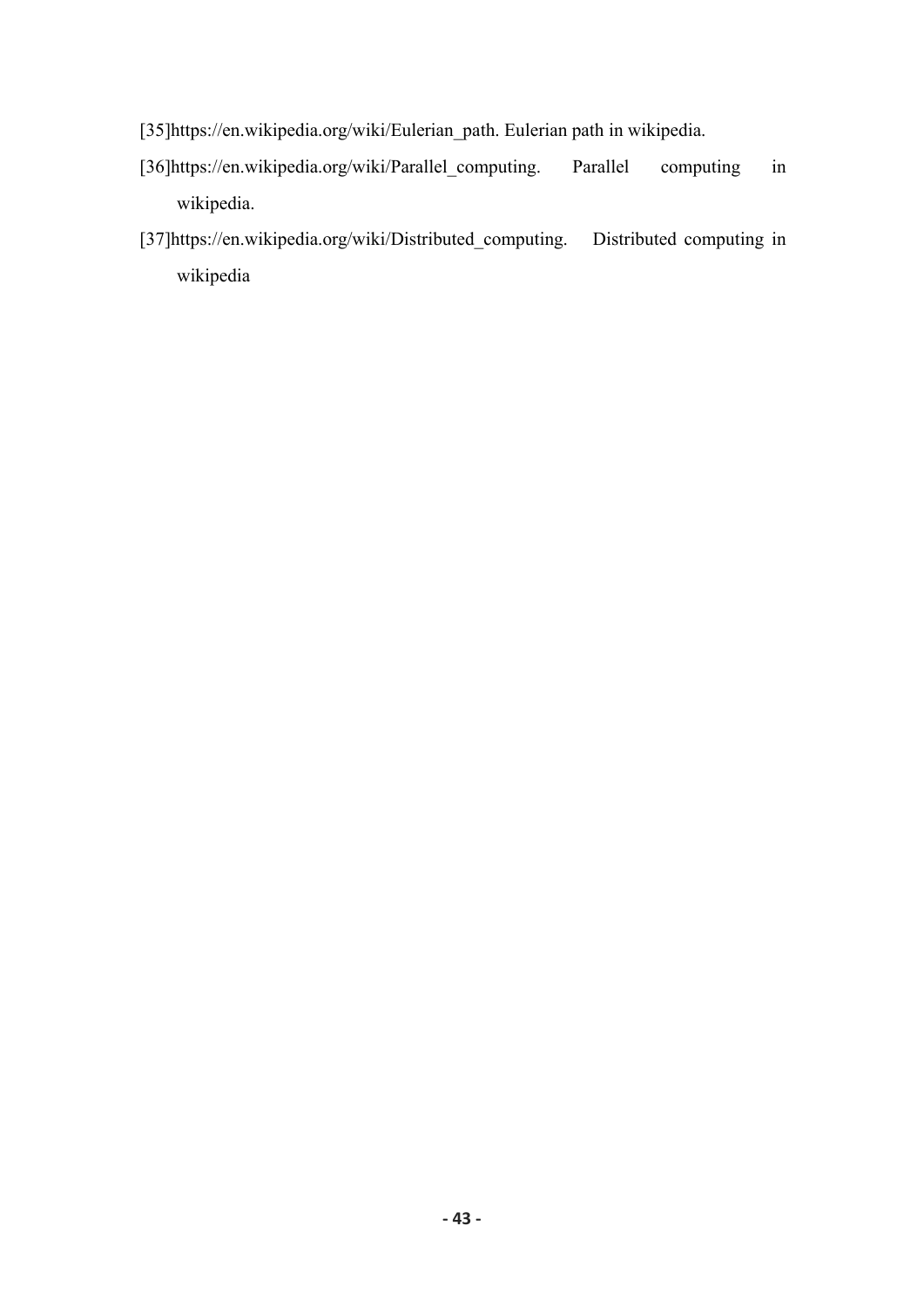[35]https://en.wikipedia.org/wiki/Eulerian_path. Eulerian path in wikipedia.

[36]https://en.wikipedia.org/wiki/Parallel_computing. Parallel computing in wikipedia.

[37]https://en.wikipedia.org/wiki/Distributed_computing. Distributed computing in wikipedia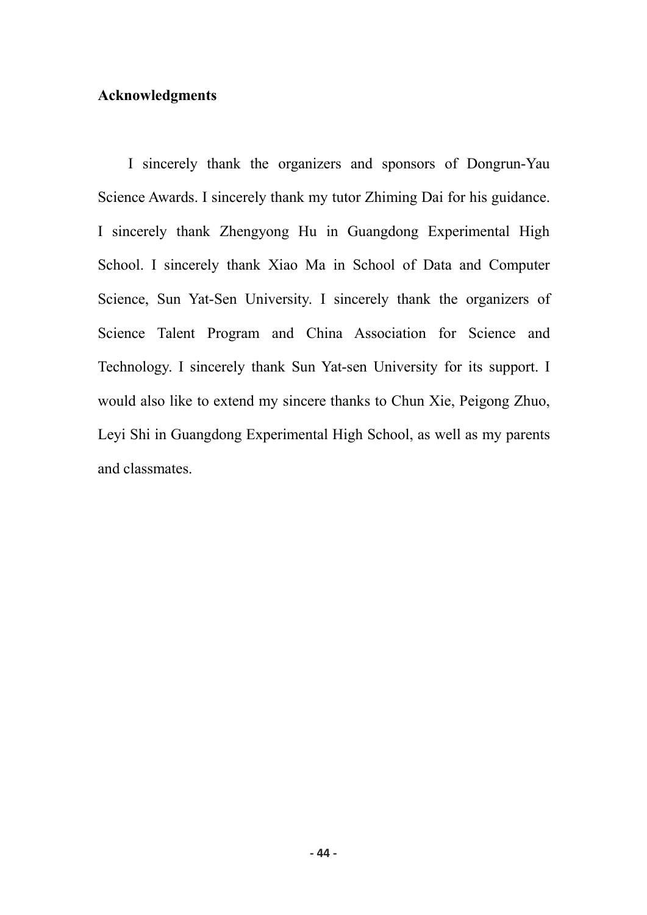**Acknowledgments**

I sincerely thank the organizers and sponsors of Dongrun-Yau Science Awards. I sincerely thank my tutor Zhiming Dai for his guidance. I sincerely thank Zhengyong Hu in Guangdong Experimental High School. I sincerely thank Xiao Ma in School of Data and Computer Science, Sun Yat-Sen University. I sincerely thank the organizers of Science Talent Program and China Association for Science and Technology. I sincerely thank Sun Yat-sen University for its support. I would also like to extend my sincere thanks to Chun Xie, Peigong Zhuo, Leyi Shi in Guangdong Experimental High School, as well as my parents and classmates.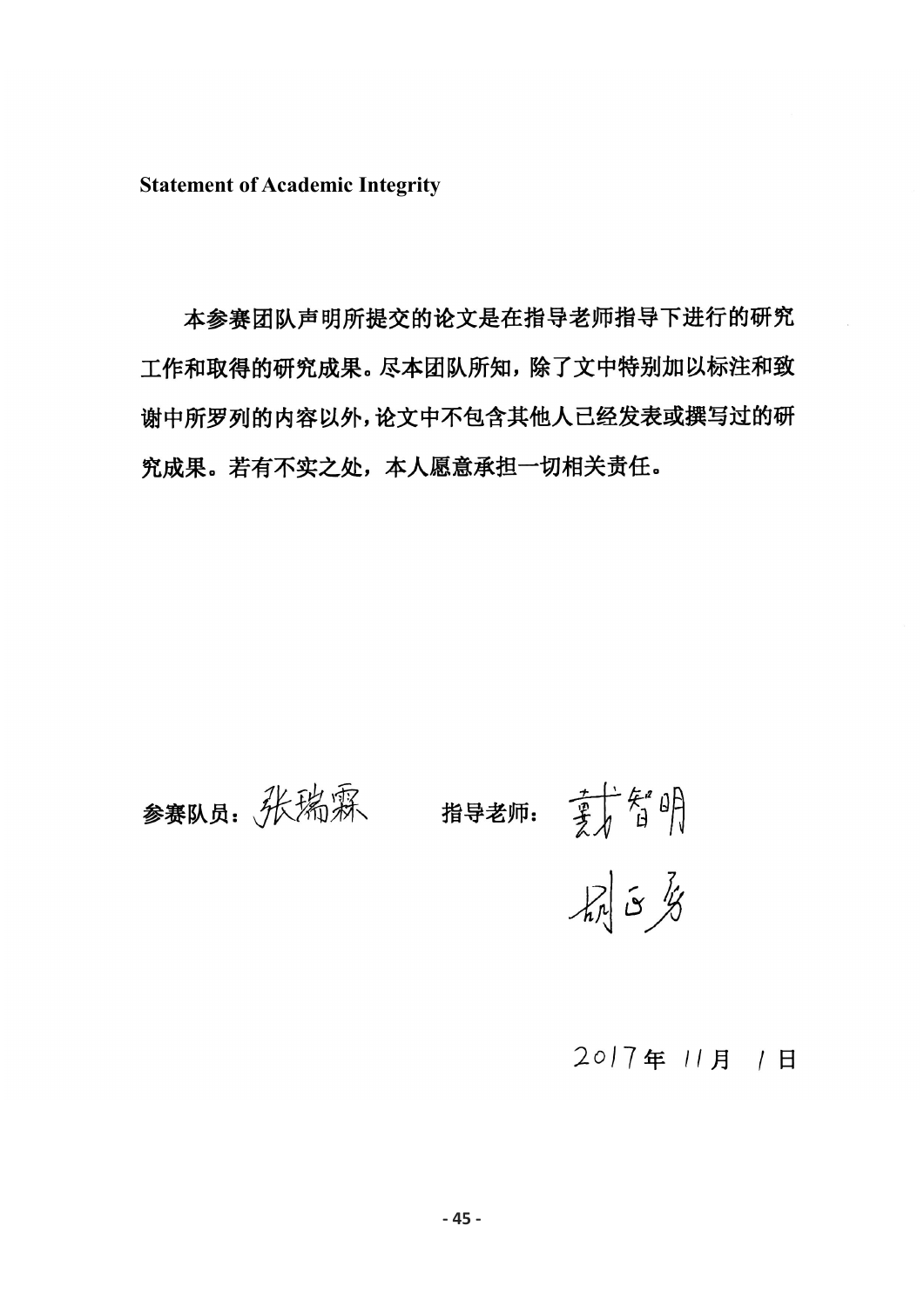**Statement of Academic Integrity**

本参赛团队声明所提交的论文是在指导老师指导下进行的研究工作和取得的研究成果。尽本团队所知，除了文中特别加以标注和致谢中所罗列的内容以外，论文中不包含其他人已经发表或撰写过的研究成果。若有不实之处，本人愿意承担一切相关责任。

参赛队员：张瑞霖　　　　指导老师：戴智明

胡正勇

2017年 11月 1日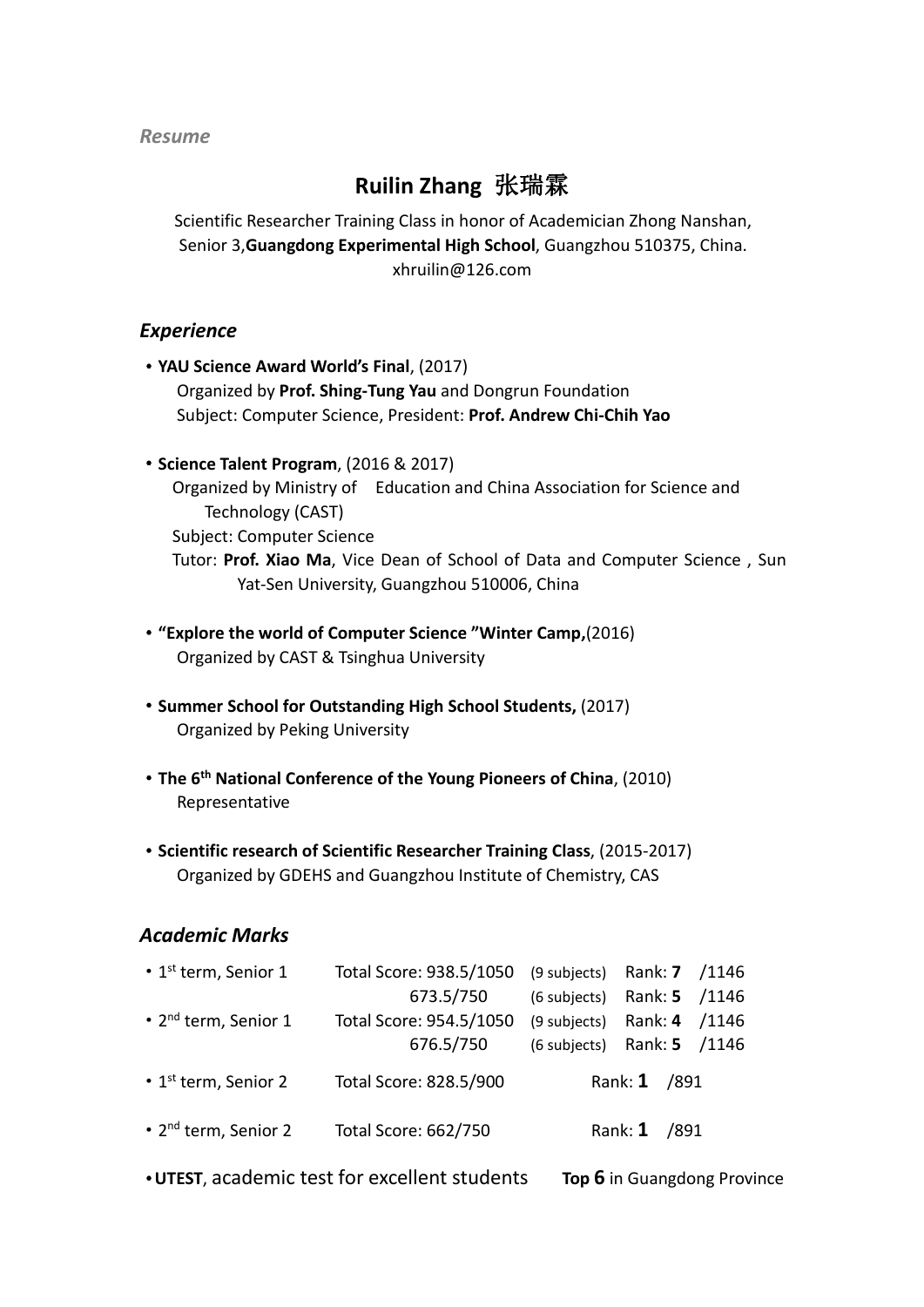*Resume*

# Ruilin Zhang 张瑞霖

Scientific Researcher Training Class in honor of Academician Zhong Nanshan,
Senior 3,**Guangdong Experimental High School**, Guangzhou 510375, China.
xhruilin@126.com

## *Experience*

- **YAU Science Award World's Final**, (2017)
  Organized by **Prof. Shing-Tung Yau** and Dongrun Foundation
  Subject: Computer Science, President: **Prof. Andrew Chi-Chih Yao**

- **Science Talent Program**, (2016 & 2017)
  Organized by Ministry of Education and China Association for Science and Technology (CAST)
  Subject: Computer Science
  Tutor: **Prof. Xiao Ma**, Vice Dean of School of Data and Computer Science , Sun Yat-Sen University, Guangzhou 510006, China

- **"Explore the world of Computer Science "Winter Camp,**(2016)
  Organized by CAST & Tsinghua University

- **Summer School for Outstanding High School Students,** (2017)
  Organized by Peking University

- **The 6th National Conference of the Young Pioneers of China**, (2010)
  Representative

- **Scientific research of Scientific Researcher Training Class**, (2015-2017)
  Organized by GDEHS and Guangzhou Institute of Chemistry, CAS

## *Academic Marks*

| | | | |
|---|---|---|---|
| • 1st term, Senior 1 | Total Score: 938.5/1050 | (9 subjects) | Rank: **7** /1146 |
| | 673.5/750 | (6 subjects) | Rank: **5** /1146 |
| • 2nd term, Senior 1 | Total Score: 954.5/1050 | (9 subjects) | Rank: **4** /1146 |
| | 676.5/750 | (6 subjects) | Rank: **5** /1146 |
| • 1st term, Senior 2 | Total Score: 828.5/900 | | Rank: **1** /891 |
| • 2nd term, Senior 2 | Total Score: 662/750 | | Rank: **1** /891 |

- **UTEST**, academic test for excellent students **Top 6** in Guangdong Province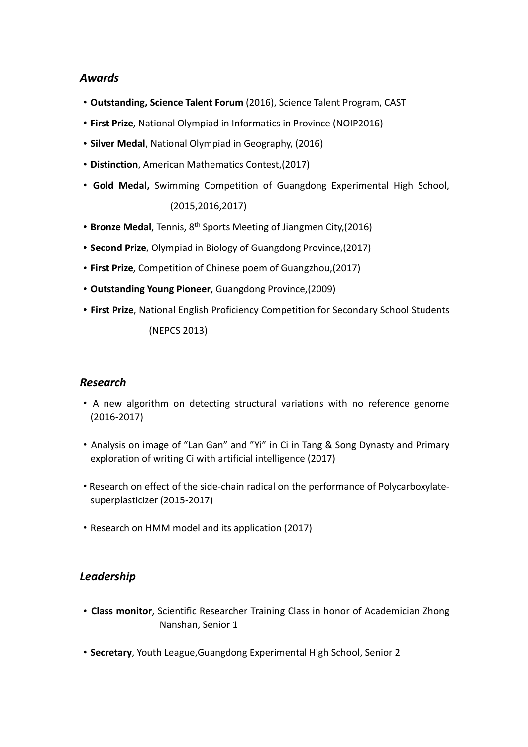## *Awards*

- **Outstanding, Science Talent Forum** (2016), Science Talent Program, CAST
- **First Prize**, National Olympiad in Informatics in Province (NOIP2016)
- **Silver Medal**, National Olympiad in Geography, (2016)
- **Distinction**, American Mathematics Contest,(2017)
- **Gold Medal,** Swimming Competition of Guangdong Experimental High School, (2015,2016,2017)
- **Bronze Medal**, Tennis, 8th Sports Meeting of Jiangmen City,(2016)
- **Second Prize**, Olympiad in Biology of Guangdong Province,(2017)
- **First Prize**, Competition of Chinese poem of Guangzhou,(2017)
- **Outstanding Young Pioneer**, Guangdong Province,(2009)
- **First Prize**, National English Proficiency Competition for Secondary School Students (NEPCS 2013)

## *Research*

- A new algorithm on detecting structural variations with no reference genome (2016-2017)
- Analysis on image of "Lan Gan" and "Yi" in Ci in Tang & Song Dynasty and Primary exploration of writing Ci with artificial intelligence (2017)
- Research on effect of the side-chain radical on the performance of Polycarboxylate-superplasticizer (2015-2017)
- Research on HMM model and its application (2017)

## *Leadership*

- **Class monitor**, Scientific Researcher Training Class in honor of Academician Zhong Nanshan, Senior 1
- **Secretary**, Youth League,Guangdong Experimental High School, Senior 2